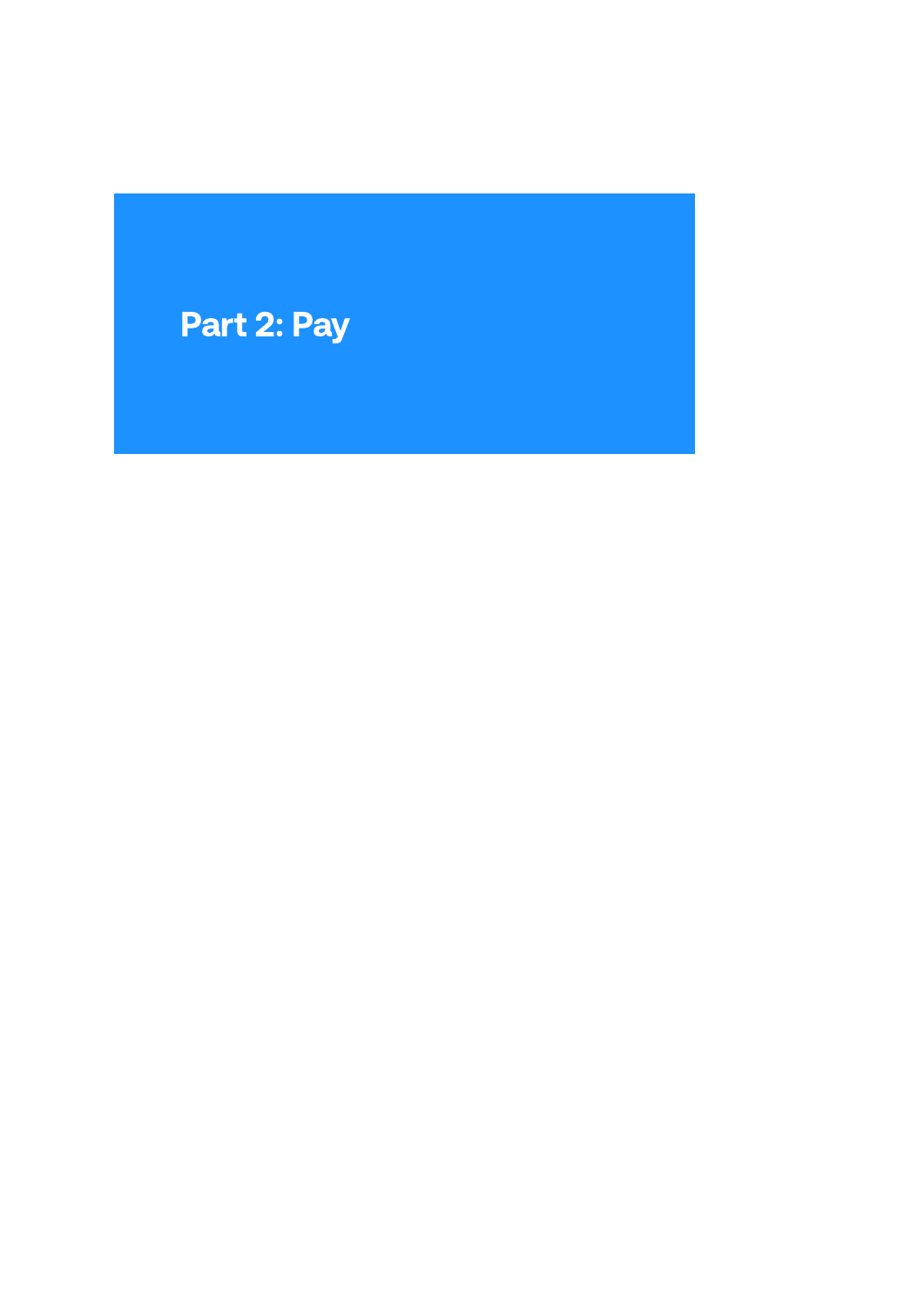# Part 2: Pay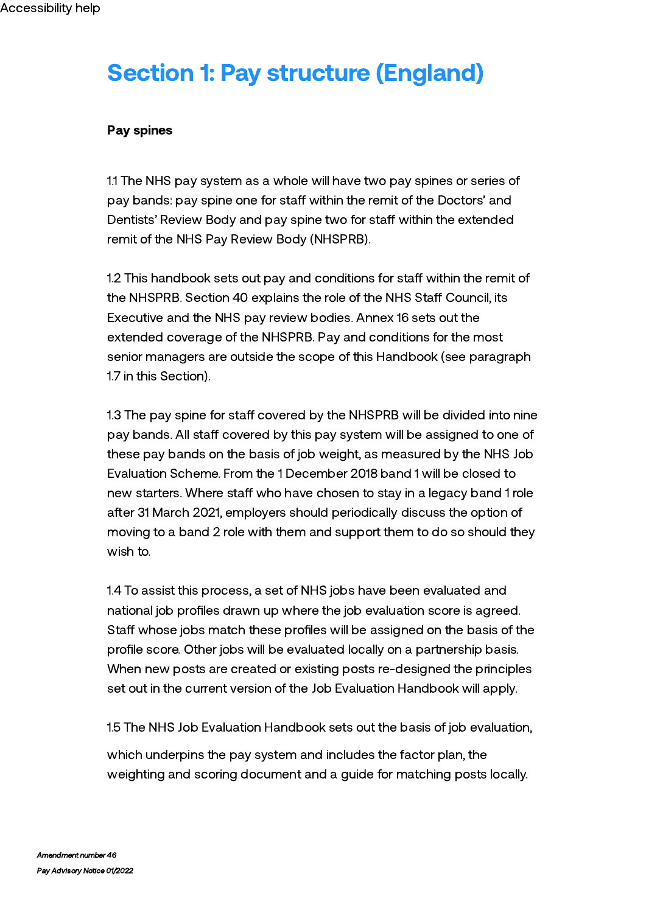# Section 1: Pay structure (England)

**Pay spines**

1.1 The NHS pay system as a whole will have two pay spines or series of pay bands: pay spine one for staff within the remit of the Doctors' and Dentists' Review Body and pay spine two for staff within the extended remit of the NHS Pay Review Body (NHSPRB).

1.2 This handbook sets out pay and conditions for staff within the remit of the NHSPRB. Section 40 explains the role of the NHS Staff Council, its Executive and the NHS pay review bodies. Annex 16 sets out the extended coverage of the NHSPRB. Pay and conditions for the most senior managers are outside the scope of this Handbook (see paragraph 1.7 in this Section).

1.3 The pay spine for staff covered by the NHSPRB will be divided into nine pay bands. All staff covered by this pay system will be assigned to one of these pay bands on the basis of job weight, as measured by the NHS Job Evaluation Scheme. From the 1 December 2018 band 1 will be closed to new starters. Where staff who have chosen to stay in a legacy band 1 role after 31 March 2021, employers should periodically discuss the option of moving to a band 2 role with them and support them to do so should they wish to.

1.4 To assist this process, a set of NHS jobs have been evaluated and national job profiles drawn up where the job evaluation score is agreed. Staff whose jobs match these profiles will be assigned on the basis of the profile score. Other jobs will be evaluated locally on a partnership basis. When new posts are created or existing posts re-designed the principles set out in the current version of the Job Evaluation Handbook will apply.

1.5 The NHS Job Evaluation Handbook sets out the basis of job evaluation, which underpins the pay system and includes the factor plan, the weighting and scoring document and a guide for matching posts locally.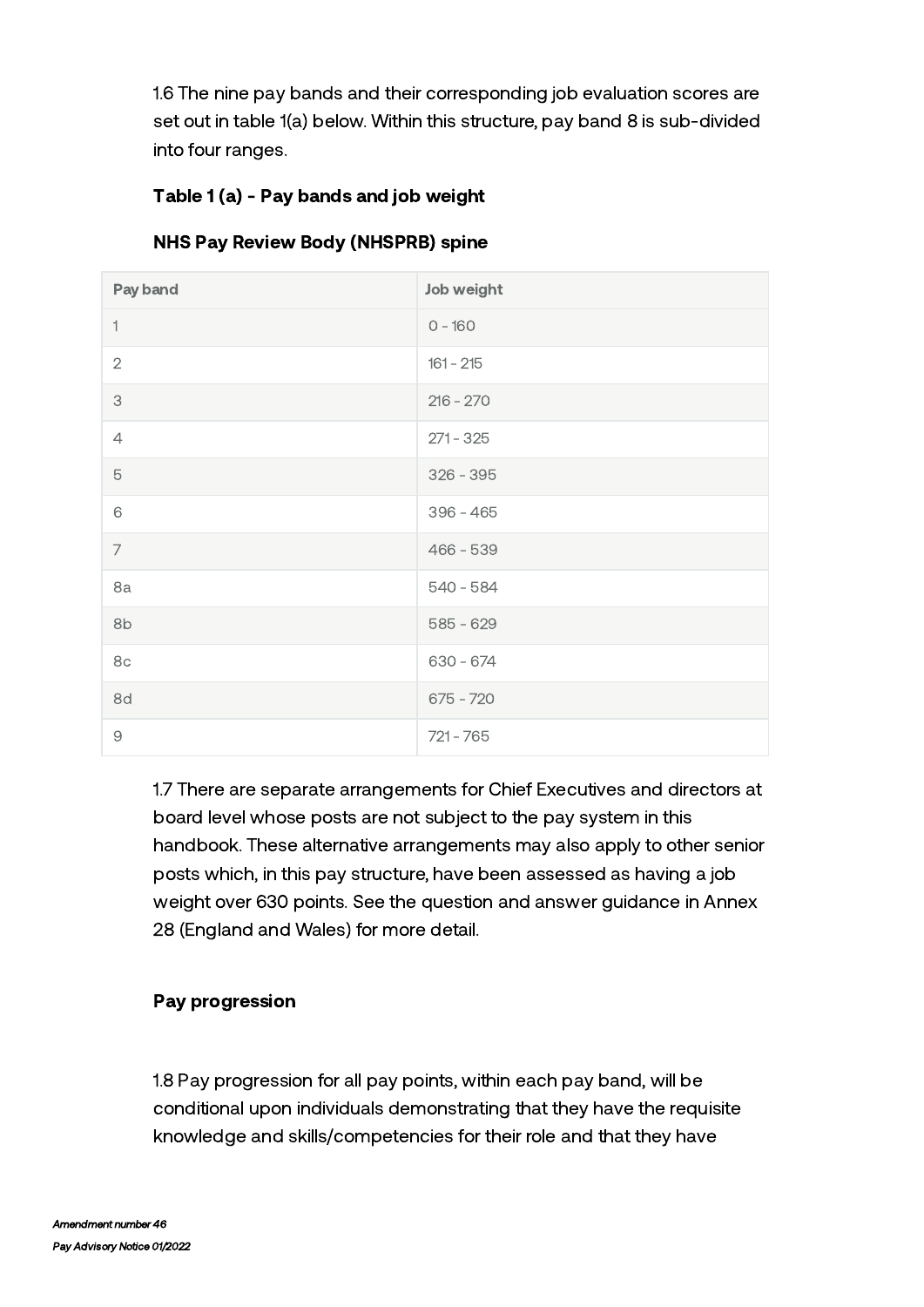1.6 The nine pay bands and their corresponding job evaluation scores are set out in table 1(a) below. Within this structure, pay band 8 is sub-divided into four ranges.

**Table 1 (a) - Pay bands and job weight**

**NHS Pay Review Body (NHSPRB) spine**

| Pay band | Job weight |
|---|---|
| 1 | 0 - 160 |
| 2 | 161 - 215 |
| 3 | 216 - 270 |
| 4 | 271 - 325 |
| 5 | 326 - 395 |
| 6 | 396 - 465 |
| 7 | 466 - 539 |
| 8a | 540 - 584 |
| 8b | 585 - 629 |
| 8c | 630 - 674 |
| 8d | 675 - 720 |
| 9 | 721 - 765 |

1.7 There are separate arrangements for Chief Executives and directors at board level whose posts are not subject to the pay system in this handbook. These alternative arrangements may also apply to other senior posts which, in this pay structure, have been assessed as having a job weight over 630 points. See the question and answer guidance in Annex 28 (England and Wales) for more detail.

**Pay progression**

1.8 Pay progression for all pay points, within each pay band, will be conditional upon individuals demonstrating that they have the requisite knowledge and skills/competencies for their role and that they have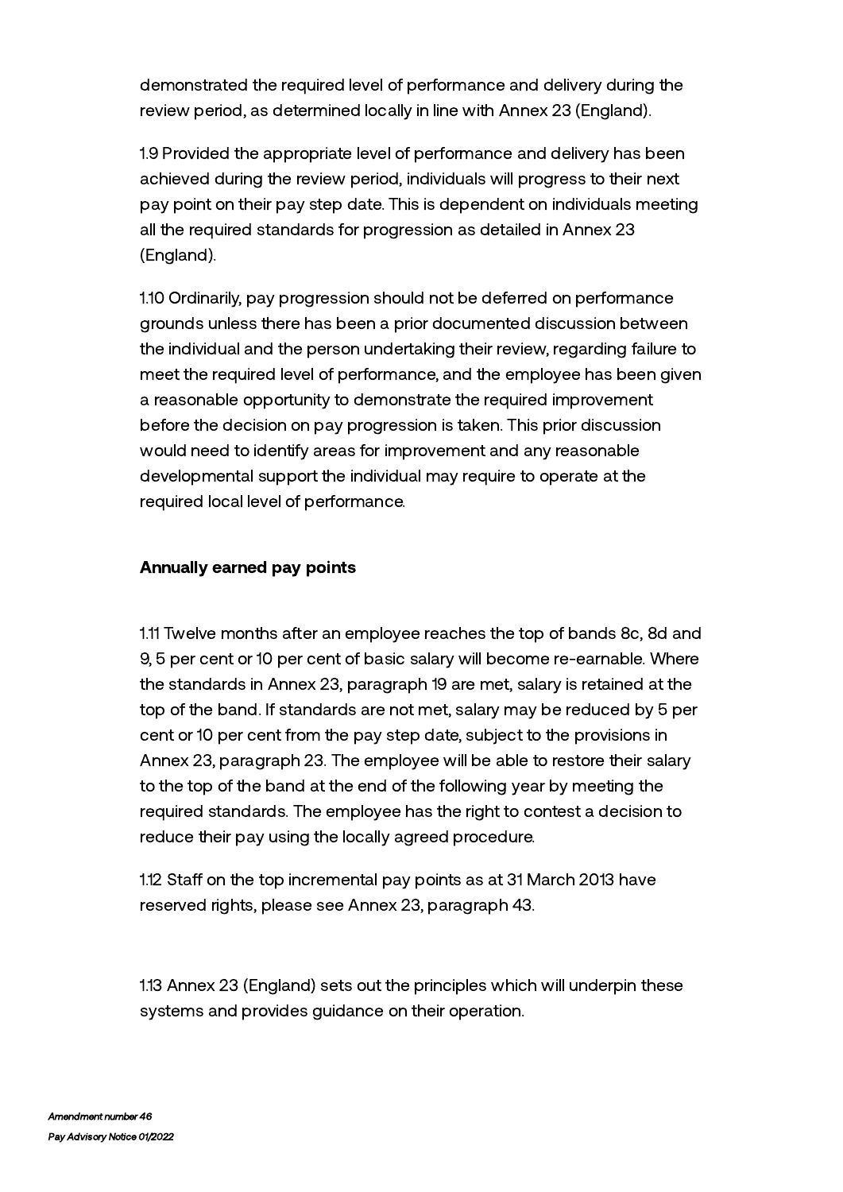demonstrated the required level of performance and delivery during the review period, as determined locally in line with Annex 23 (England).

1.9 Provided the appropriate level of performance and delivery has been achieved during the review period, individuals will progress to their next pay point on their pay step date. This is dependent on individuals meeting all the required standards for progression as detailed in Annex 23 (England).

1.10 Ordinarily, pay progression should not be deferred on performance grounds unless there has been a prior documented discussion between the individual and the person undertaking their review, regarding failure to meet the required level of performance, and the employee has been given a reasonable opportunity to demonstrate the required improvement before the decision on pay progression is taken. This prior discussion would need to identify areas for improvement and any reasonable developmental support the individual may require to operate at the required local level of performance.

**Annually earned pay points**

1.11 Twelve months after an employee reaches the top of bands 8c, 8d and 9, 5 per cent or 10 per cent of basic salary will become re-earnable. Where the standards in Annex 23, paragraph 19 are met, salary is retained at the top of the band. If standards are not met, salary may be reduced by 5 per cent or 10 per cent from the pay step date, subject to the provisions in Annex 23, paragraph 23. The employee will be able to restore their salary to the top of the band at the end of the following year by meeting the required standards. The employee has the right to contest a decision to reduce their pay using the locally agreed procedure.

1.12 Staff on the top incremental pay points as at 31 March 2013 have reserved rights, please see Annex 23, paragraph 43.

1.13 Annex 23 (England) sets out the principles which will underpin these systems and provides guidance on their operation.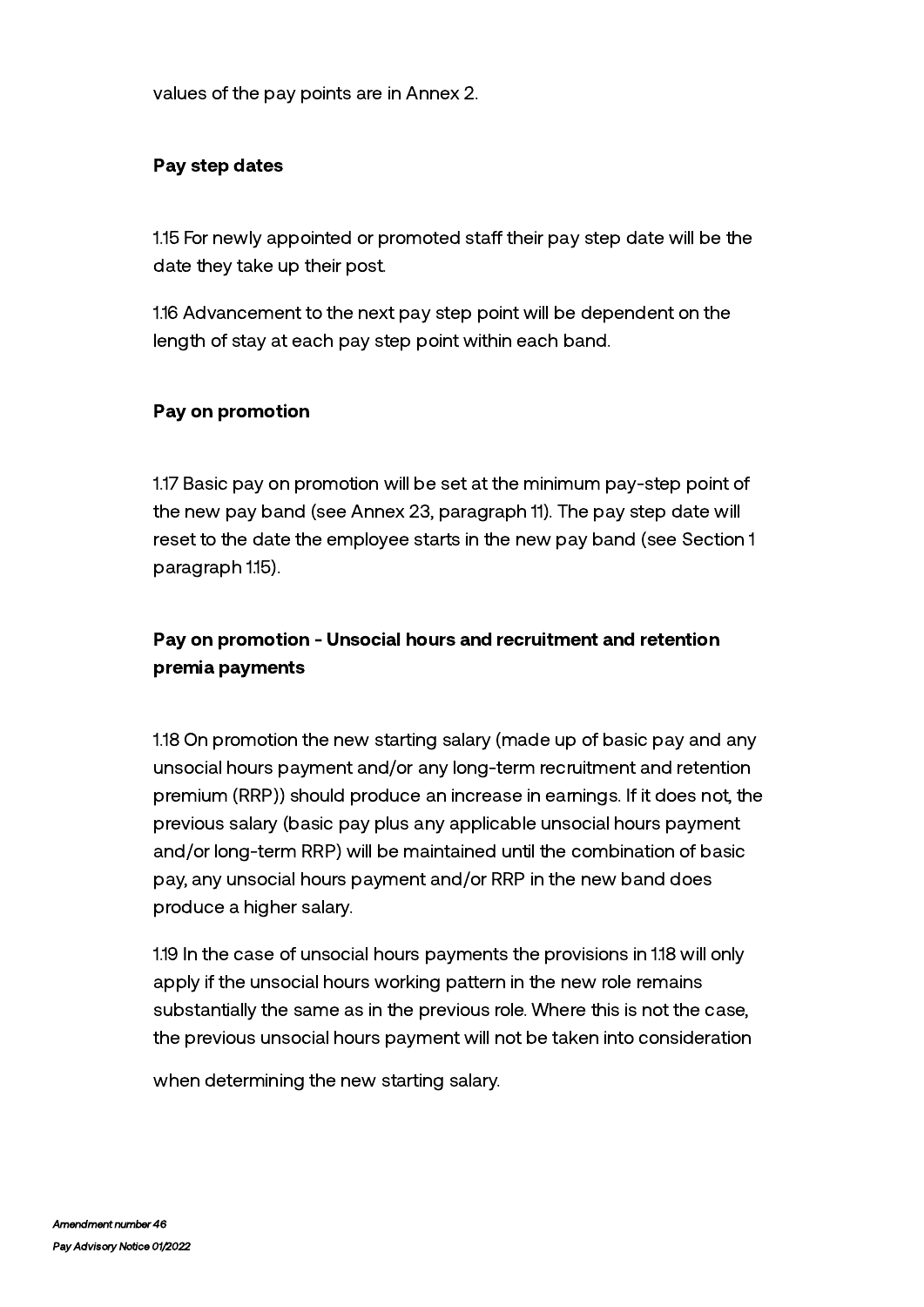values of the pay points are in Annex 2.

### Pay step dates

1.15 For newly appointed or promoted staff their pay step date will be the date they take up their post.

1.16 Advancement to the next pay step point will be dependent on the length of stay at each pay step point within each band.

### Pay on promotion

1.17 Basic pay on promotion will be set at the minimum pay-step point of the new pay band (see Annex 23, paragraph 11). The pay step date will reset to the date the employee starts in the new pay band (see Section 1 paragraph 1.15).

### Pay on promotion - Unsocial hours and recruitment and retention premia payments

1.18 On promotion the new starting salary (made up of basic pay and any unsocial hours payment and/or any long-term recruitment and retention premium (RRP)) should produce an increase in earnings. If it does not, the previous salary (basic pay plus any applicable unsocial hours payment and/or long-term RRP) will be maintained until the combination of basic pay, any unsocial hours payment and/or RRP in the new band does produce a higher salary.

1.19 In the case of unsocial hours payments the provisions in 1.18 will only apply if the unsocial hours working pattern in the new role remains substantially the same as in the previous role. Where this is not the case, the previous unsocial hours payment will not be taken into consideration when determining the new starting salary.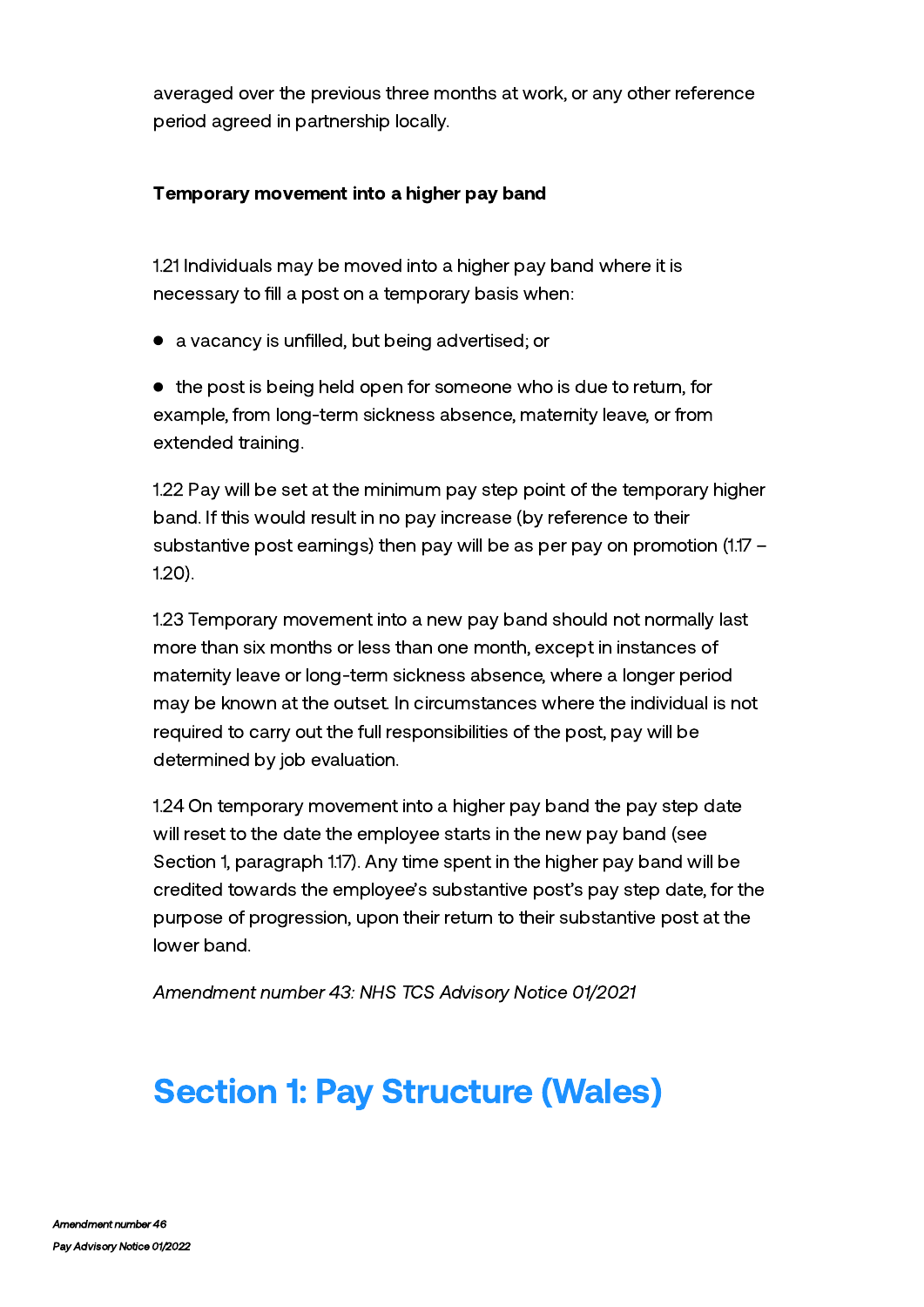averaged over the previous three months at work, or any other reference period agreed in partnership locally.

**Temporary movement into a higher pay band**

1.21 Individuals may be moved into a higher pay band where it is necessary to fill a post on a temporary basis when:

- a vacancy is unfilled, but being advertised; or
- the post is being held open for someone who is due to return, for example, from long-term sickness absence, maternity leave, or from extended training.

1.22 Pay will be set at the minimum pay step point of the temporary higher band. If this would result in no pay increase (by reference to their substantive post earnings) then pay will be as per pay on promotion (1.17 – 1.20).

1.23 Temporary movement into a new pay band should not normally last more than six months or less than one month, except in instances of maternity leave or long-term sickness absence, where a longer period may be known at the outset. In circumstances where the individual is not required to carry out the full responsibilities of the post, pay will be determined by job evaluation.

1.24 On temporary movement into a higher pay band the pay step date will reset to the date the employee starts in the new pay band (see Section 1, paragraph 1.17). Any time spent in the higher pay band will be credited towards the employee's substantive post's pay step date, for the purpose of progression, upon their return to their substantive post at the lower band.

*Amendment number 43: NHS TCS Advisory Notice 01/2021*

# Section 1: Pay Structure (Wales)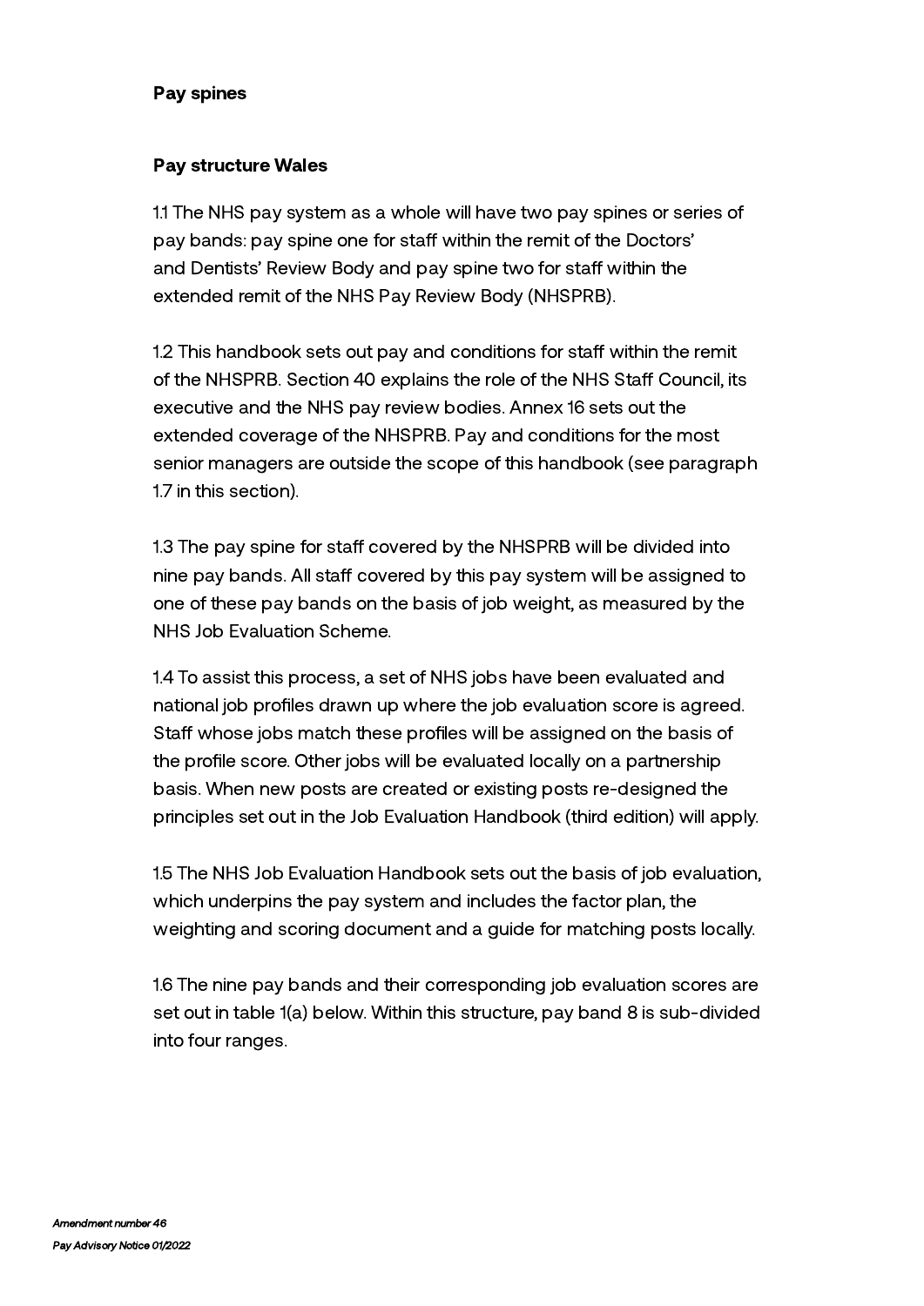## Pay spines

### Pay structure Wales

1.1 The NHS pay system as a whole will have two pay spines or series of pay bands: pay spine one for staff within the remit of the Doctors' and Dentists' Review Body and pay spine two for staff within the extended remit of the NHS Pay Review Body (NHSPRB).

1.2 This handbook sets out pay and conditions for staff within the remit of the NHSPRB. Section 40 explains the role of the NHS Staff Council, its executive and the NHS pay review bodies. Annex 16 sets out the extended coverage of the NHSPRB. Pay and conditions for the most senior managers are outside the scope of this handbook (see paragraph 1.7 in this section).

1.3 The pay spine for staff covered by the NHSPRB will be divided into nine pay bands. All staff covered by this pay system will be assigned to one of these pay bands on the basis of job weight, as measured by the NHS Job Evaluation Scheme.

1.4 To assist this process, a set of NHS jobs have been evaluated and national job profiles drawn up where the job evaluation score is agreed. Staff whose jobs match these profiles will be assigned on the basis of the profile score. Other jobs will be evaluated locally on a partnership basis. When new posts are created or existing posts re-designed the principles set out in the Job Evaluation Handbook (third edition) will apply.

1.5 The NHS Job Evaluation Handbook sets out the basis of job evaluation, which underpins the pay system and includes the factor plan, the weighting and scoring document and a guide for matching posts locally.

1.6 The nine pay bands and their corresponding job evaluation scores are set out in table 1(a) below. Within this structure, pay band 8 is sub-divided into four ranges.

*Amendment number 46*

*Pay Advisory Notice 01/2022*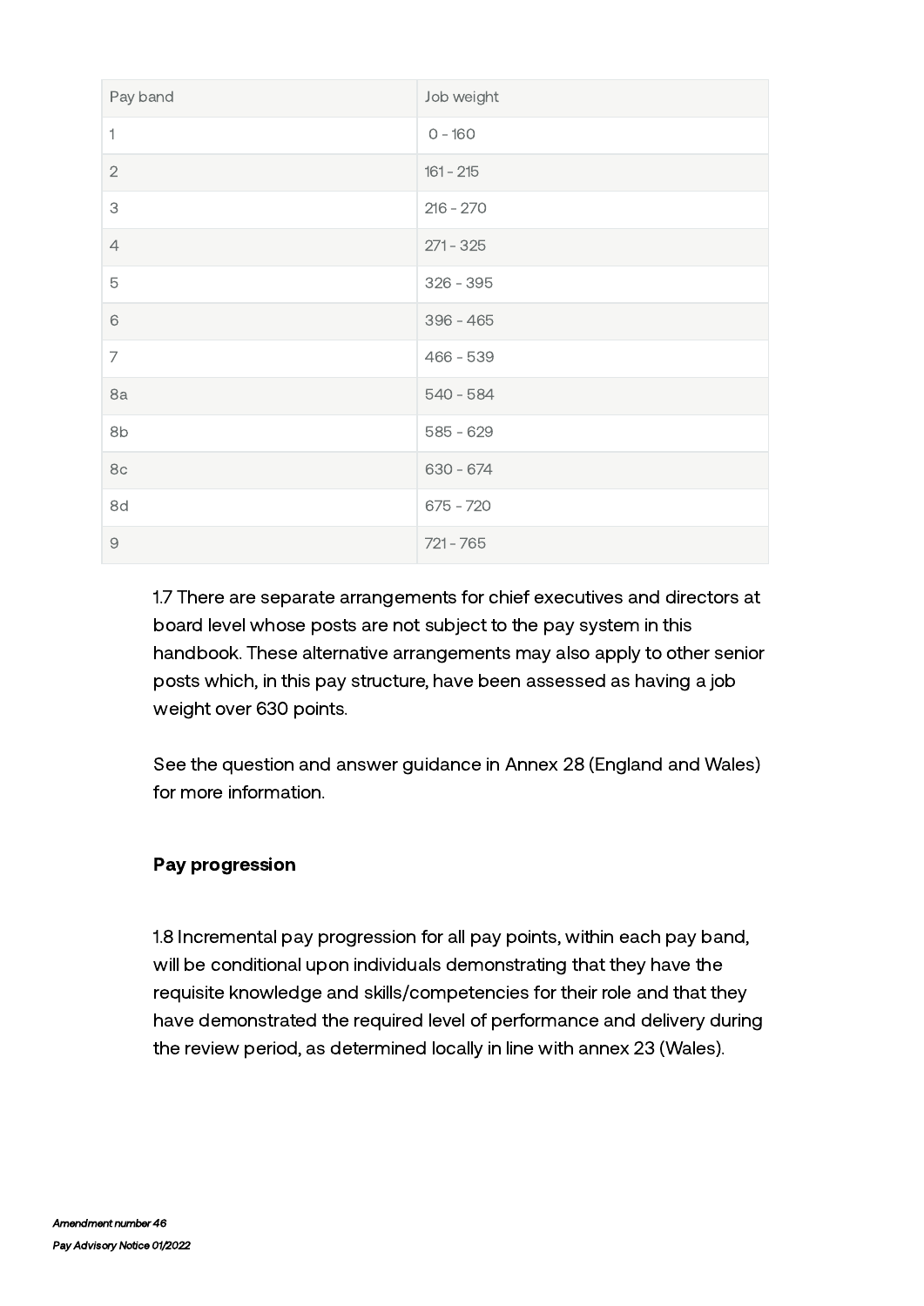| Pay band | Job weight |
|---|---|
| 1 | 0 - 160 |
| 2 | 161 - 215 |
| 3 | 216 - 270 |
| 4 | 271 - 325 |
| 5 | 326 - 395 |
| 6 | 396 - 465 |
| 7 | 466 - 539 |
| 8a | 540 - 584 |
| 8b | 585 - 629 |
| 8c | 630 - 674 |
| 8d | 675 - 720 |
| 9 | 721 - 765 |

1.7 There are separate arrangements for chief executives and directors at board level whose posts are not subject to the pay system in this handbook. These alternative arrangements may also apply to other senior posts which, in this pay structure, have been assessed as having a job weight over 630 points.

See the question and answer guidance in Annex 28 (England and Wales) for more information.

**Pay progression**

1.8 Incremental pay progression for all pay points, within each pay band, will be conditional upon individuals demonstrating that they have the requisite knowledge and skills/competencies for their role and that they have demonstrated the required level of performance and delivery during the review period, as determined locally in line with annex 23 (Wales).

*Amendment number 46*

*Pay Advisory Notice 01/2022*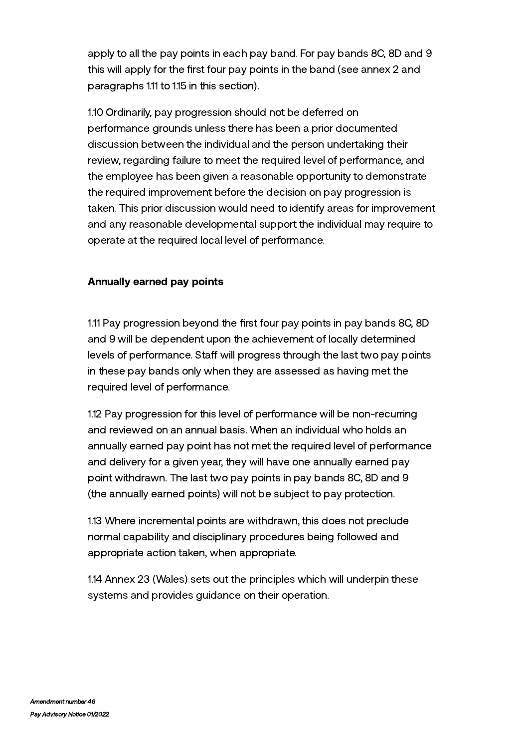apply to all the pay points in each pay band. For pay bands 8C, 8D and 9 this will apply for the first four pay points in the band (see annex 2 and paragraphs 1.11 to 1.15 in this section).

1.10 Ordinarily, pay progression should not be deferred on performance grounds unless there has been a prior documented discussion between the individual and the person undertaking their review, regarding failure to meet the required level of performance, and the employee has been given a reasonable opportunity to demonstrate the required improvement before the decision on pay progression is taken. This prior discussion would need to identify areas for improvement and any reasonable developmental support the individual may require to operate at the required local level of performance.

**Annually earned pay points**

1.11 Pay progression beyond the first four pay points in pay bands 8C, 8D and 9 will be dependent upon the achievement of locally determined levels of performance. Staff will progress through the last two pay points in these pay bands only when they are assessed as having met the required level of performance.

1.12 Pay progression for this level of performance will be non-recurring and reviewed on an annual basis. When an individual who holds an annually earned pay point has not met the required level of performance and delivery for a given year, they will have one annually earned pay point withdrawn. The last two pay points in pay bands 8C, 8D and 9 (the annually earned points) will not be subject to pay protection.

1.13 Where incremental points are withdrawn, this does not preclude normal capability and disciplinary procedures being followed and appropriate action taken, when appropriate.

1.14 Annex 23 (Wales) sets out the principles which will underpin these systems and provides guidance on their operation.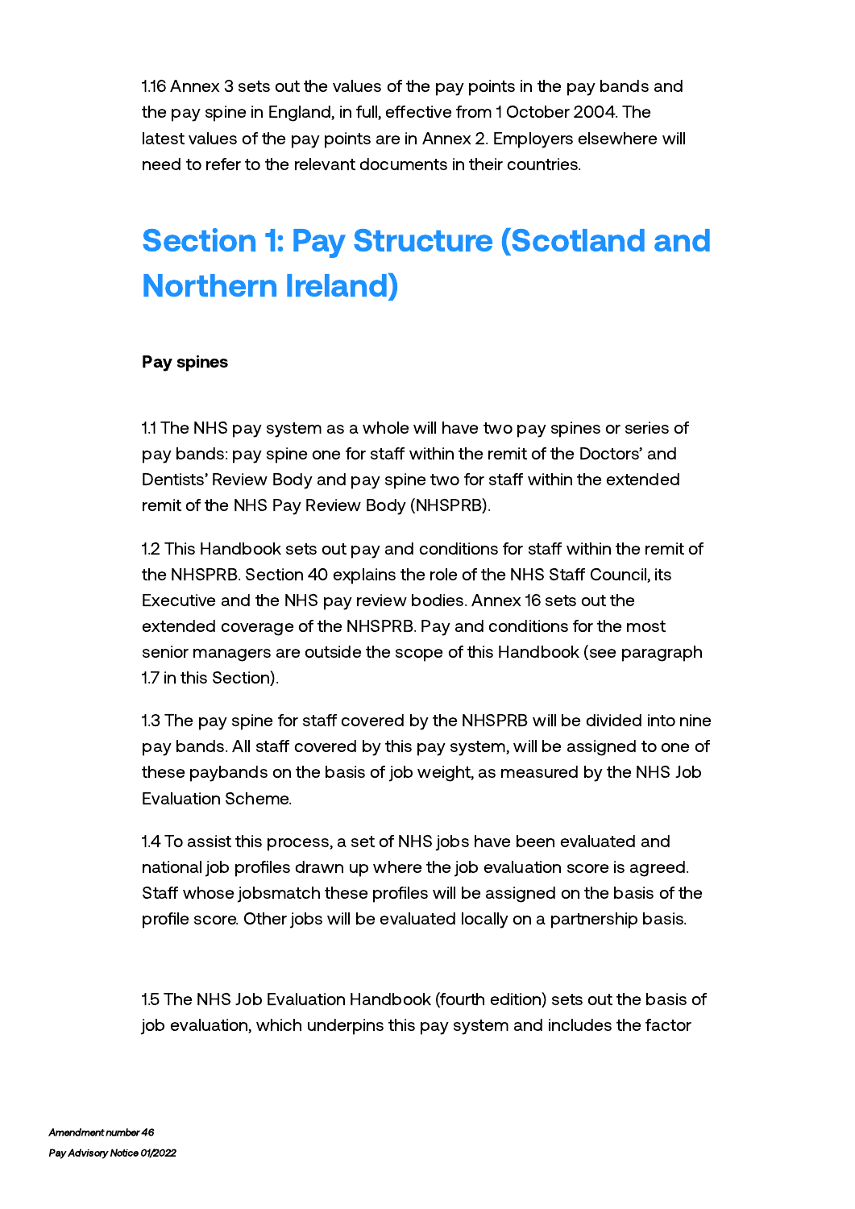1.16 Annex 3 sets out the values of the pay points in the pay bands and the pay spine in England, in full, effective from 1 October 2004. The latest values of the pay points are in Annex 2. Employers elsewhere will need to refer to the relevant documents in their countries.

# Section 1: Pay Structure (Scotland and Northern Ireland)

**Pay spines**

1.1 The NHS pay system as a whole will have two pay spines or series of pay bands: pay spine one for staff within the remit of the Doctors' and Dentists' Review Body and pay spine two for staff within the extended remit of the NHS Pay Review Body (NHSPRB).

1.2 This Handbook sets out pay and conditions for staff within the remit of the NHSPRB. Section 40 explains the role of the NHS Staff Council, its Executive and the NHS pay review bodies. Annex 16 sets out the extended coverage of the NHSPRB. Pay and conditions for the most senior managers are outside the scope of this Handbook (see paragraph 1.7 in this Section).

1.3 The pay spine for staff covered by the NHSPRB will be divided into nine pay bands. All staff covered by this pay system, will be assigned to one of these paybands on the basis of job weight, as measured by the NHS Job Evaluation Scheme.

1.4 To assist this process, a set of NHS jobs have been evaluated and national job profiles drawn up where the job evaluation score is agreed. Staff whose jobsmatch these profiles will be assigned on the basis of the profile score. Other jobs will be evaluated locally on a partnership basis.

1.5 The NHS Job Evaluation Handbook (fourth edition) sets out the basis of job evaluation, which underpins this pay system and includes the factor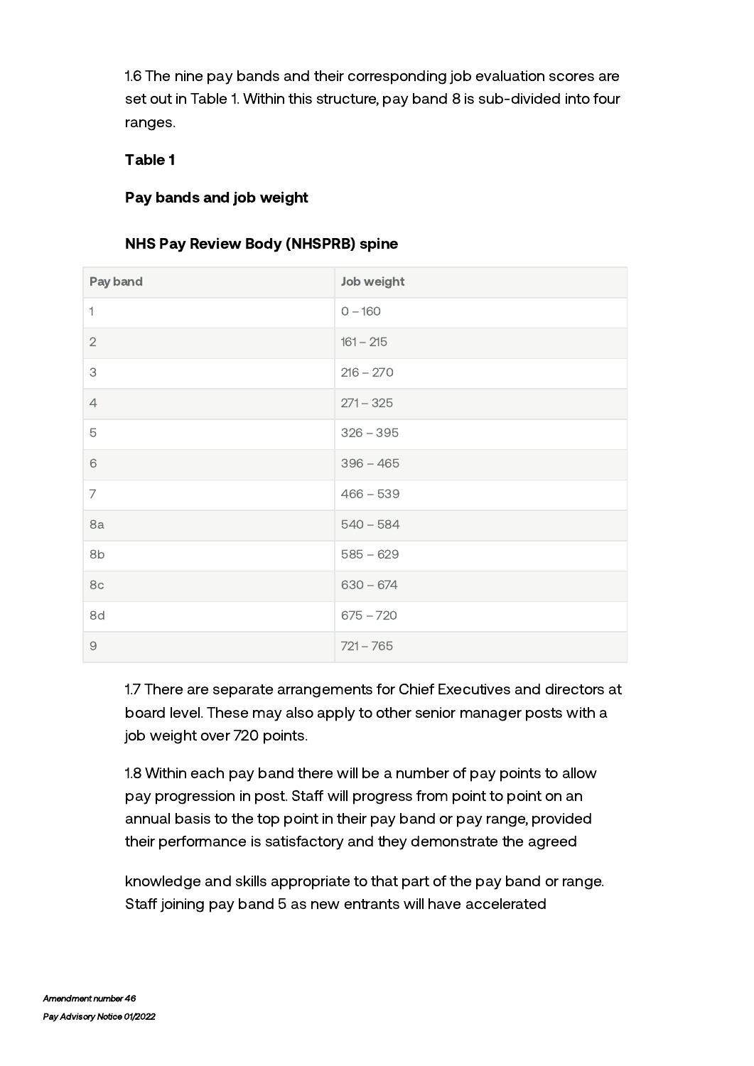1.6 The nine pay bands and their corresponding job evaluation scores are set out in Table 1. Within this structure, pay band 8 is sub-divided into four ranges.

**Table 1**

**Pay bands and job weight**

**NHS Pay Review Body (NHSPRB) spine**

| Pay band | Job weight |
|---|---|
| 1 | 0 – 160 |
| 2 | 161 – 215 |
| 3 | 216 – 270 |
| 4 | 271 – 325 |
| 5 | 326 – 395 |
| 6 | 396 – 465 |
| 7 | 466 – 539 |
| 8a | 540 – 584 |
| 8b | 585 – 629 |
| 8c | 630 – 674 |
| 8d | 675 – 720 |
| 9 | 721 – 765 |

1.7 There are separate arrangements for Chief Executives and directors at board level. These may also apply to other senior manager posts with a job weight over 720 points.

1.8 Within each pay band there will be a number of pay points to allow pay progression in post. Staff will progress from point to point on an annual basis to the top point in their pay band or pay range, provided their performance is satisfactory and they demonstrate the agreed knowledge and skills appropriate to that part of the pay band or range. Staff joining pay band 5 as new entrants will have accelerated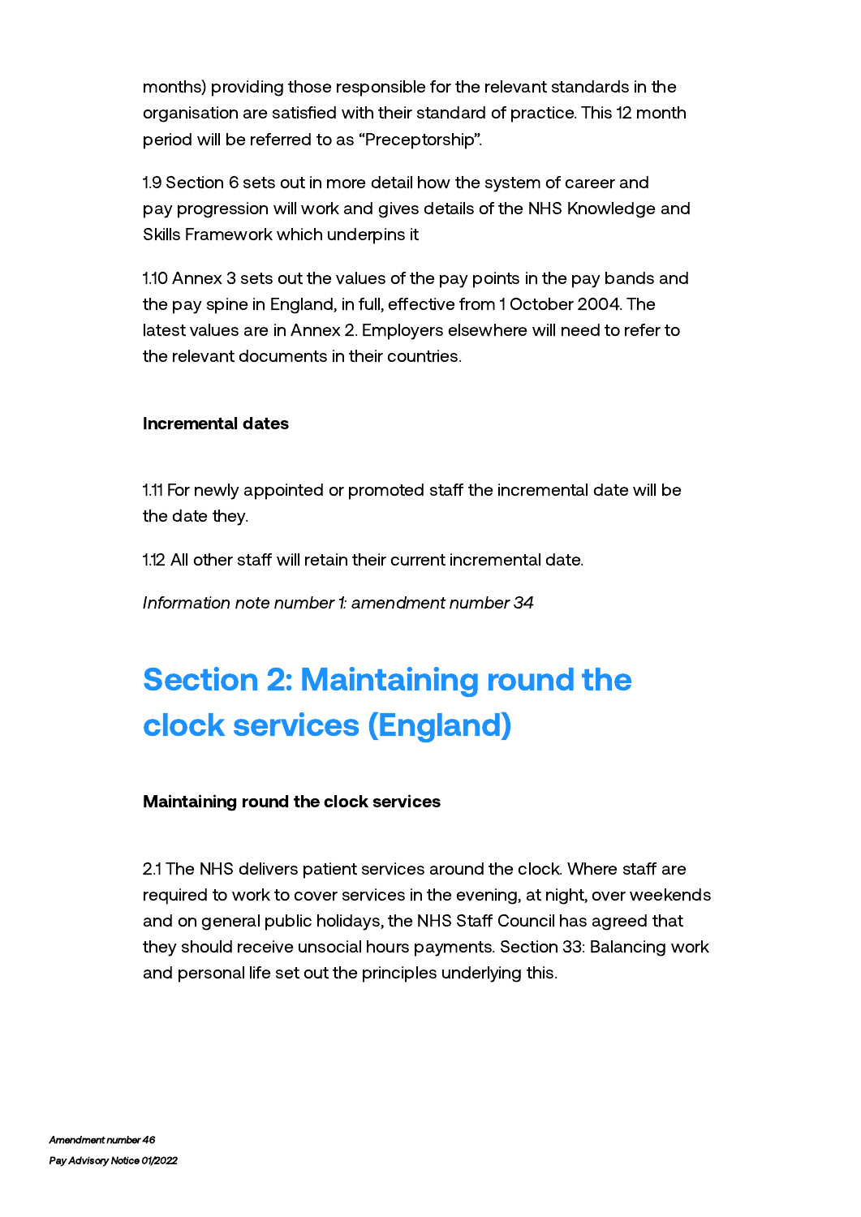months) providing those responsible for the relevant standards in the organisation are satisfied with their standard of practice. This 12 month period will be referred to as “Preceptorship”.

1.9 Section 6 sets out in more detail how the system of career and pay progression will work and gives details of the NHS Knowledge and Skills Framework which underpins it

1.10 Annex 3 sets out the values of the pay points in the pay bands and the pay spine in England, in full, effective from 1 October 2004. The latest values are in Annex 2. Employers elsewhere will need to refer to the relevant documents in their countries.

**Incremental dates**

1.11 For newly appointed or promoted staff the incremental date will be the date they.

1.12 All other staff will retain their current incremental date.

*Information note number 1: amendment number 34*

# Section 2: Maintaining round the clock services (England)

**Maintaining round the clock services**

2.1 The NHS delivers patient services around the clock. Where staff are required to work to cover services in the evening, at night, over weekends and on general public holidays, the NHS Staff Council has agreed that they should receive unsocial hours payments. Section 33: Balancing work and personal life set out the principles underlying this.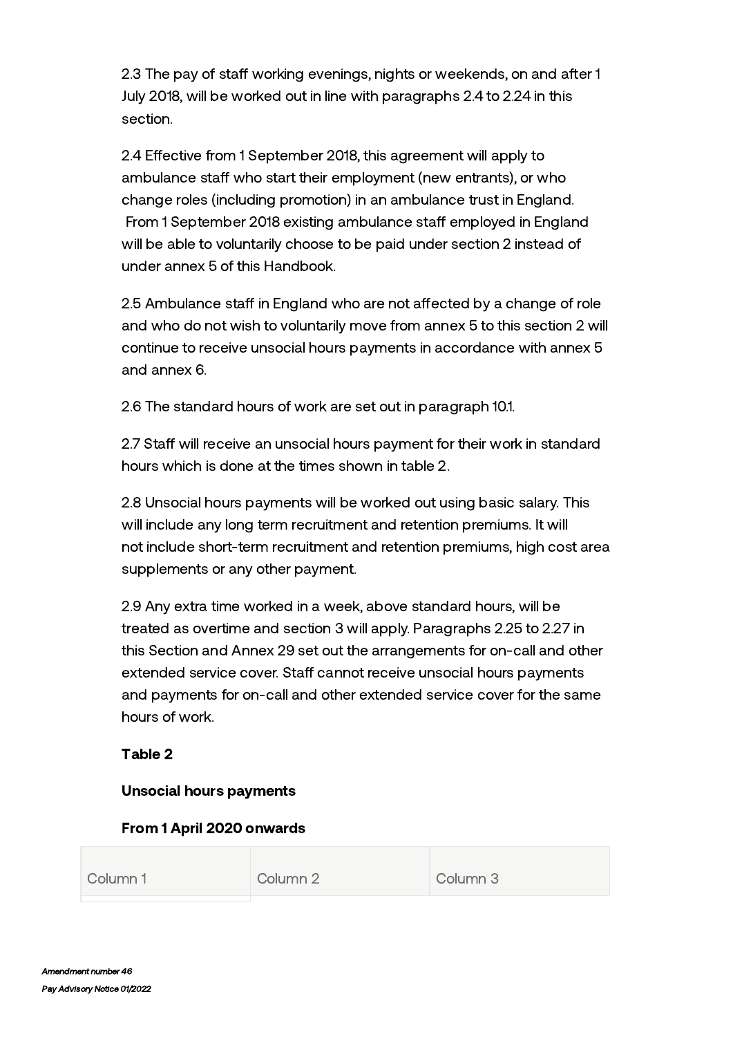2.3 The pay of staff working evenings, nights or weekends, on and after 1 July 2018, will be worked out in line with paragraphs 2.4 to 2.24 in this section.

2.4 Effective from 1 September 2018, this agreement will apply to ambulance staff who start their employment (new entrants), or who change roles (including promotion) in an ambulance trust in England. From 1 September 2018 existing ambulance staff employed in England will be able to voluntarily choose to be paid under section 2 instead of under annex 5 of this Handbook.

2.5 Ambulance staff in England who are not affected by a change of role and who do not wish to voluntarily move from annex 5 to this section 2 will continue to receive unsocial hours payments in accordance with annex 5 and annex 6.

2.6 The standard hours of work are set out in paragraph 10.1.

2.7 Staff will receive an unsocial hours payment for their work in standard hours which is done at the times shown in table 2.

2.8 Unsocial hours payments will be worked out using basic salary. This will include any long term recruitment and retention premiums. It will not include short-term recruitment and retention premiums, high cost area supplements or any other payment.

2.9 Any extra time worked in a week, above standard hours, will be treated as overtime and section 3 will apply. Paragraphs 2.25 to 2.27 in this Section and Annex 29 set out the arrangements for on-call and other extended service cover. Staff cannot receive unsocial hours payments and payments for on-call and other extended service cover for the same hours of work.

**Table 2**

**Unsocial hours payments**

**From 1 April 2020 onwards**

| Column 1 | Column 2 | Column 3 |
|---|---|---|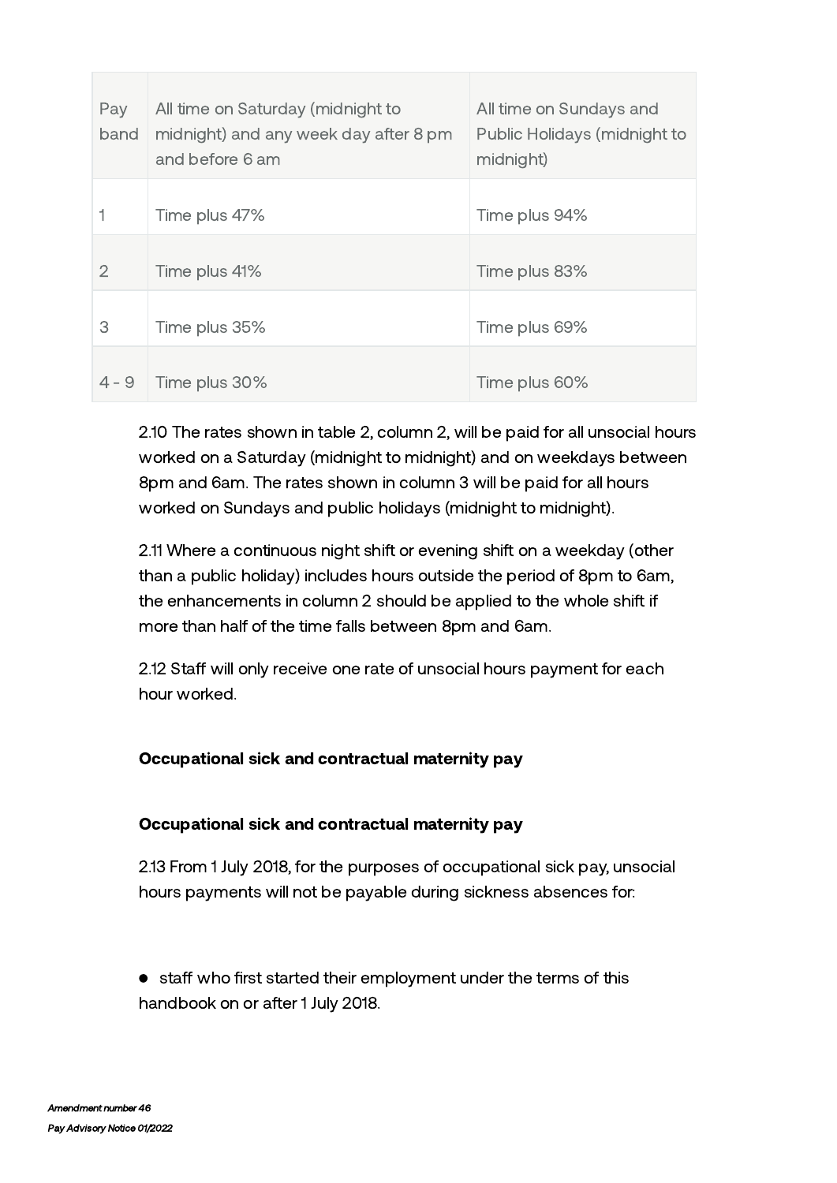| Pay band | All time on Saturday (midnight to midnight) and any week day after 8 pm and before 6 am | All time on Sundays and Public Holidays (midnight to midnight) |
|---|---|---|
| 1 | Time plus 47% | Time plus 94% |
| 2 | Time plus 41% | Time plus 83% |
| 3 | Time plus 35% | Time plus 69% |
| 4 - 9 | Time plus 30% | Time plus 60% |

2.10 The rates shown in table 2, column 2, will be paid for all unsocial hours worked on a Saturday (midnight to midnight) and on weekdays between 8pm and 6am. The rates shown in column 3 will be paid for all hours worked on Sundays and public holidays (midnight to midnight).

2.11 Where a continuous night shift or evening shift on a weekday (other than a public holiday) includes hours outside the period of 8pm to 6am, the enhancements in column 2 should be applied to the whole shift if more than half of the time falls between 8pm and 6am.

2.12 Staff will only receive one rate of unsocial hours payment for each hour worked.

**Occupational sick and contractual maternity pay**

**Occupational sick and contractual maternity pay**

2.13 From 1 July 2018, for the purposes of occupational sick pay, unsocial hours payments will not be payable during sickness absences for:

- staff who first started their employment under the terms of this handbook on or after 1 July 2018.

*Amendment number 46*

*Pay Advisory Notice 01/2022*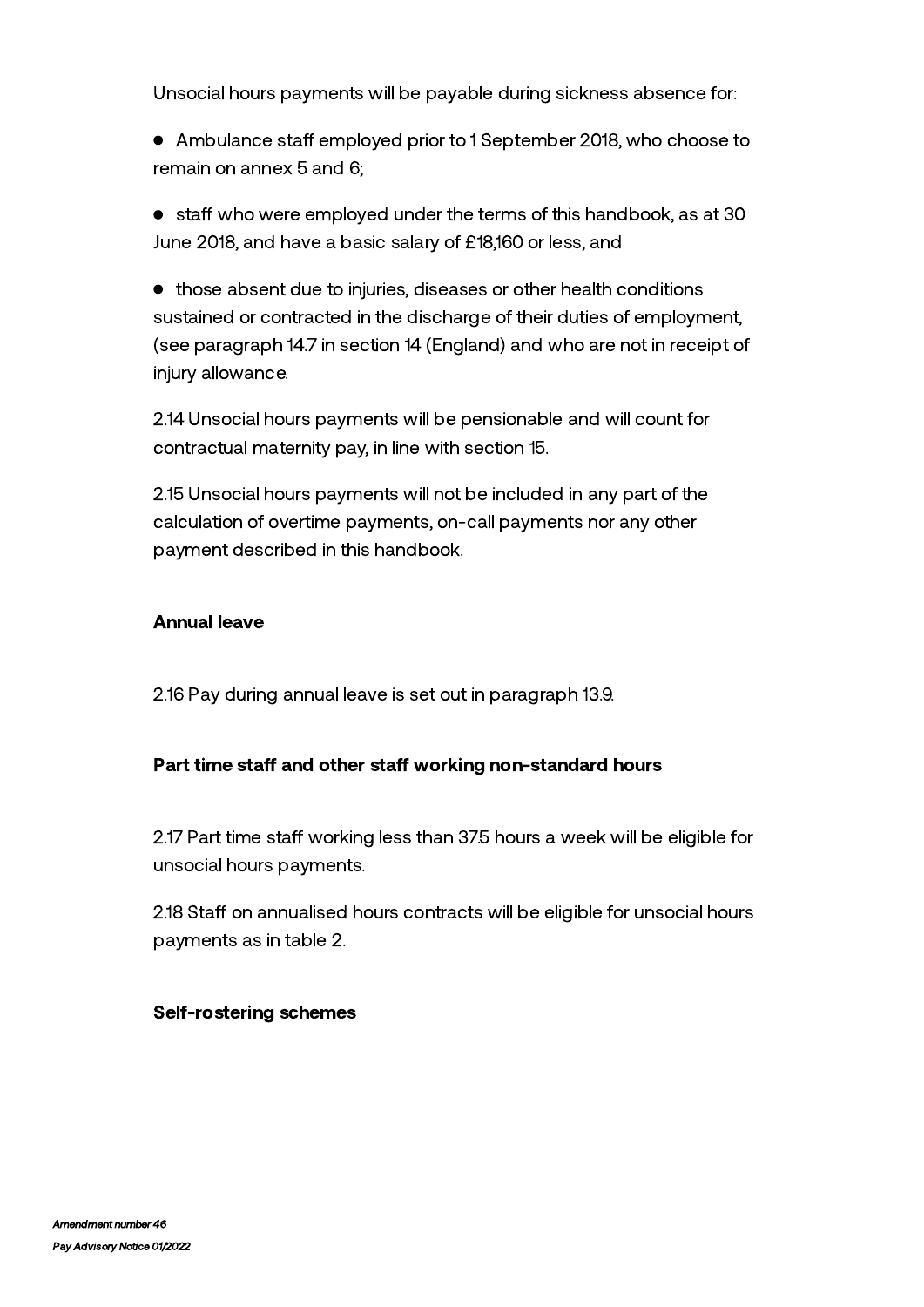Unsocial hours payments will be payable during sickness absence for:

- Ambulance staff employed prior to 1 September 2018, who choose to remain on annex 5 and 6;
- staff who were employed under the terms of this handbook, as at 30 June 2018, and have a basic salary of £18,160 or less, and
- those absent due to injuries, diseases or other health conditions sustained or contracted in the discharge of their duties of employment, (see paragraph 14.7 in section 14 (England) and who are not in receipt of injury allowance.

2.14 Unsocial hours payments will be pensionable and will count for contractual maternity pay, in line with section 15.

2.15 Unsocial hours payments will not be included in any part of the calculation of overtime payments, on-call payments nor any other payment described in this handbook.

**Annual leave**

2.16 Pay during annual leave is set out in paragraph 13.9.

**Part time staff and other staff working non-standard hours**

2.17 Part time staff working less than 37.5 hours a week will be eligible for unsocial hours payments.

2.18 Staff on annualised hours contracts will be eligible for unsocial hours payments as in table 2.

**Self-rostering schemes**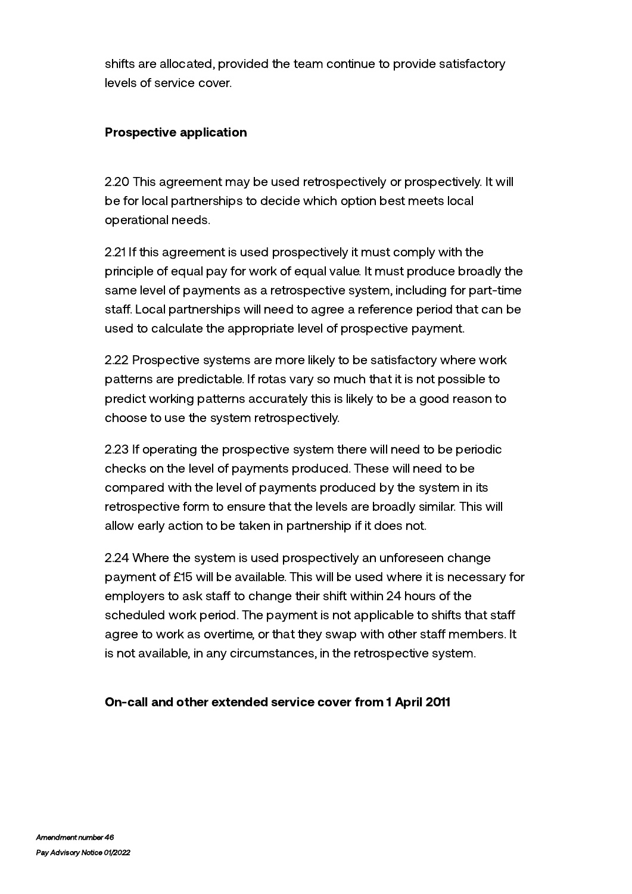shifts are allocated, provided the team continue to provide satisfactory levels of service cover.

### Prospective application

2.20 This agreement may be used retrospectively or prospectively. It will be for local partnerships to decide which option best meets local operational needs.

2.21 If this agreement is used prospectively it must comply with the principle of equal pay for work of equal value. It must produce broadly the same level of payments as a retrospective system, including for part-time staff. Local partnerships will need to agree a reference period that can be used to calculate the appropriate level of prospective payment.

2.22 Prospective systems are more likely to be satisfactory where work patterns are predictable. If rotas vary so much that it is not possible to predict working patterns accurately this is likely to be a good reason to choose to use the system retrospectively.

2.23 If operating the prospective system there will need to be periodic checks on the level of payments produced. These will need to be compared with the level of payments produced by the system in its retrospective form to ensure that the levels are broadly similar. This will allow early action to be taken in partnership if it does not.

2.24 Where the system is used prospectively an unforeseen change payment of £15 will be available. This will be used where it is necessary for employers to ask staff to change their shift within 24 hours of the scheduled work period. The payment is not applicable to shifts that staff agree to work as overtime, or that they swap with other staff members. It is not available, in any circumstances, in the retrospective system.

### On-call and other extended service cover from 1 April 2011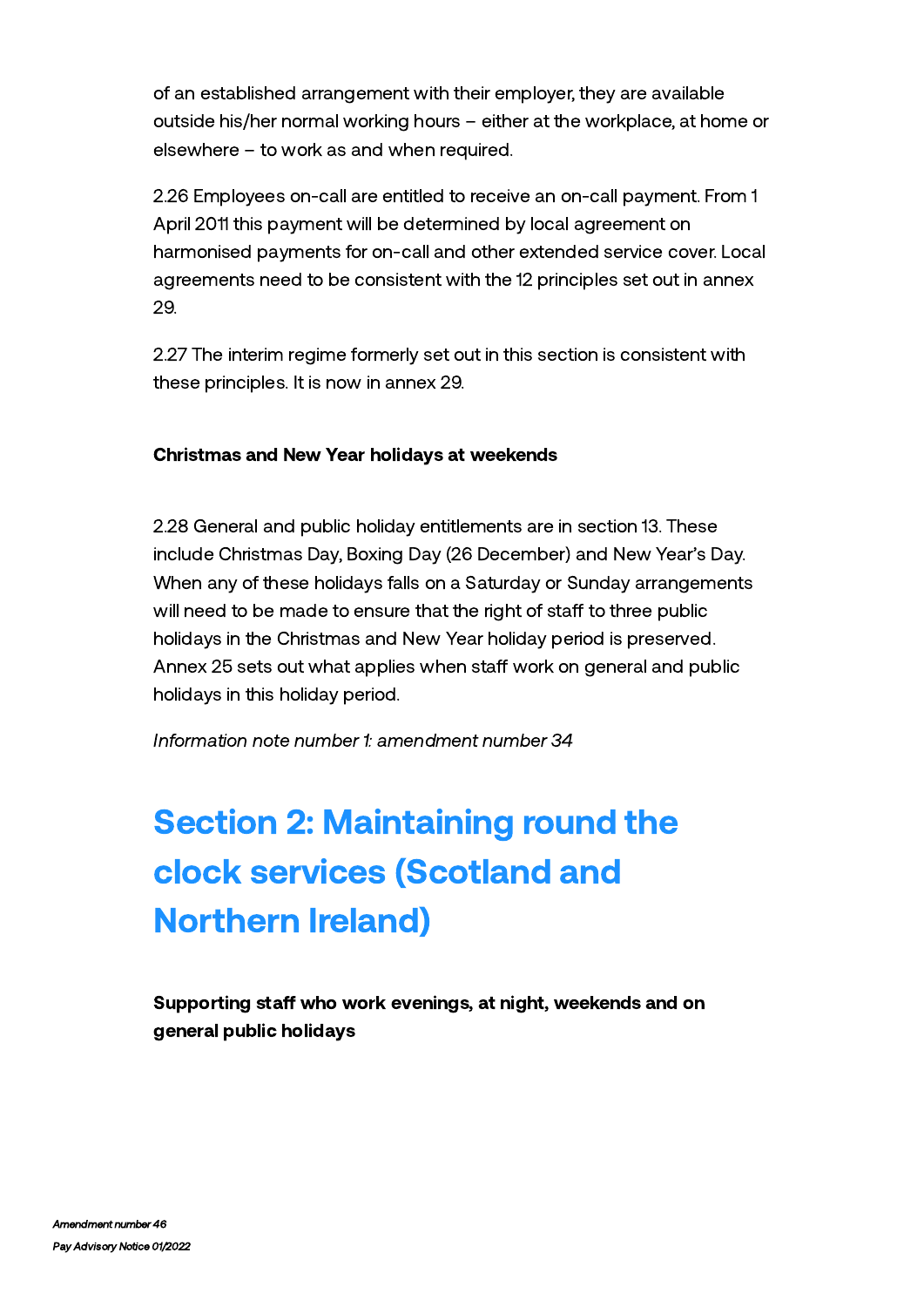of an established arrangement with their employer, they are available outside his/her normal working hours – either at the workplace, at home or elsewhere – to work as and when required.

2.26 Employees on-call are entitled to receive an on-call payment. From 1 April 2011 this payment will be determined by local agreement on harmonised payments for on-call and other extended service cover. Local agreements need to be consistent with the 12 principles set out in annex 29.

2.27 The interim regime formerly set out in this section is consistent with these principles. It is now in annex 29.

**Christmas and New Year holidays at weekends**

2.28 General and public holiday entitlements are in section 13. These include Christmas Day, Boxing Day (26 December) and New Year's Day. When any of these holidays falls on a Saturday or Sunday arrangements will need to be made to ensure that the right of staff to three public holidays in the Christmas and New Year holiday period is preserved. Annex 25 sets out what applies when staff work on general and public holidays in this holiday period.

*Information note number 1: amendment number 34*

# Section 2: Maintaining round the clock services (Scotland and Northern Ireland)

**Supporting staff who work evenings, at night, weekends and on general public holidays**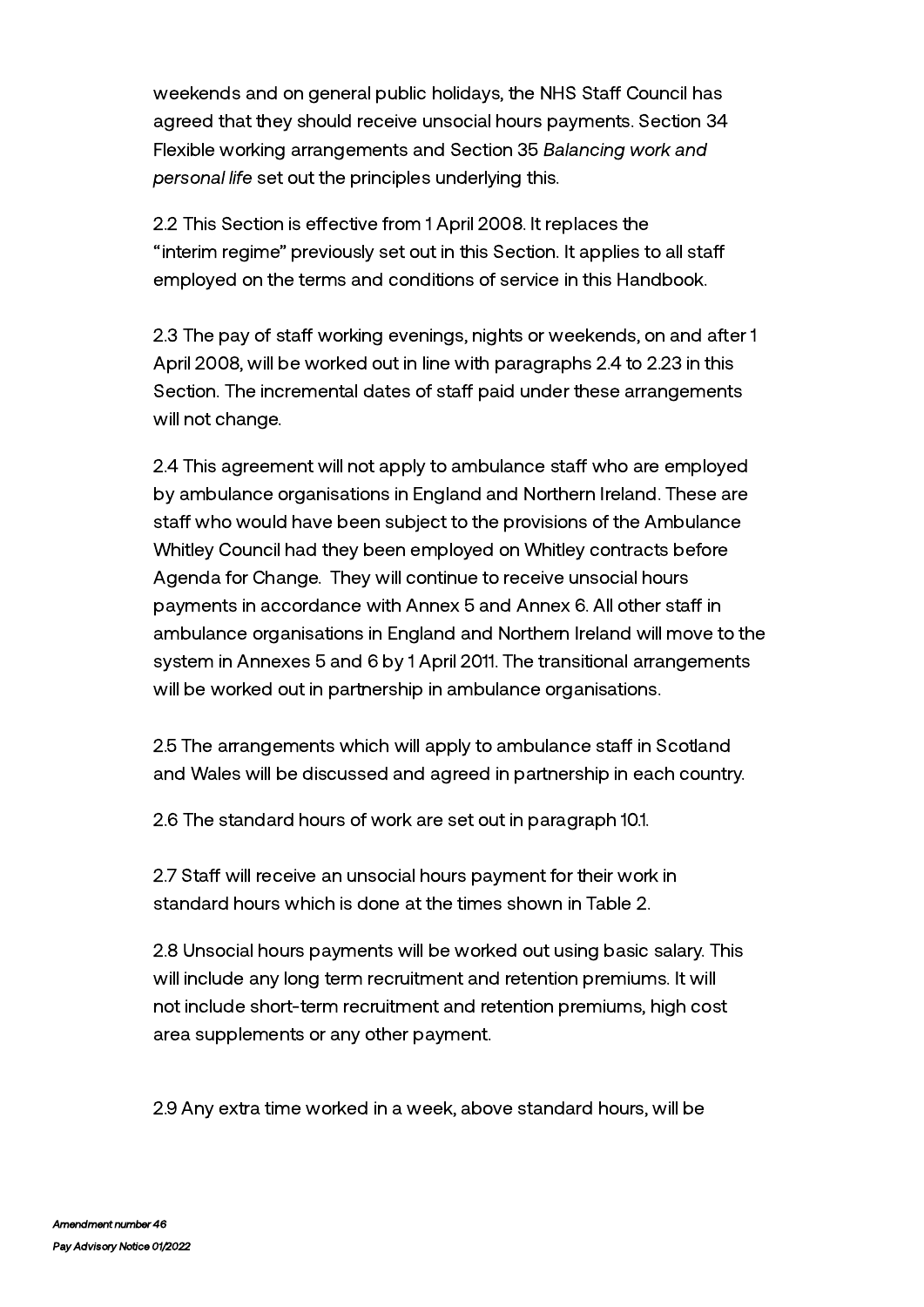weekends and on general public holidays, the NHS Staff Council has agreed that they should receive unsocial hours payments. Section 34 Flexible working arrangements and Section 35 *Balancing work and personal life* set out the principles underlying this.

2.2 This Section is effective from 1 April 2008. It replaces the "interim regime" previously set out in this Section. It applies to all staff employed on the terms and conditions of service in this Handbook.

2.3 The pay of staff working evenings, nights or weekends, on and after 1 April 2008, will be worked out in line with paragraphs 2.4 to 2.23 in this Section. The incremental dates of staff paid under these arrangements will not change.

2.4 This agreement will not apply to ambulance staff who are employed by ambulance organisations in England and Northern Ireland. These are staff who would have been subject to the provisions of the Ambulance Whitley Council had they been employed on Whitley contracts before Agenda for Change. They will continue to receive unsocial hours payments in accordance with Annex 5 and Annex 6. All other staff in ambulance organisations in England and Northern Ireland will move to the system in Annexes 5 and 6 by 1 April 2011. The transitional arrangements will be worked out in partnership in ambulance organisations.

2.5 The arrangements which will apply to ambulance staff in Scotland and Wales will be discussed and agreed in partnership in each country.

2.6 The standard hours of work are set out in paragraph 10.1.

2.7 Staff will receive an unsocial hours payment for their work in standard hours which is done at the times shown in Table 2.

2.8 Unsocial hours payments will be worked out using basic salary. This will include any long term recruitment and retention premiums. It will not include short-term recruitment and retention premiums, high cost area supplements or any other payment.

2.9 Any extra time worked in a week, above standard hours, will be

*Amendment number 46*
*Pay Advisory Notice 01/2022*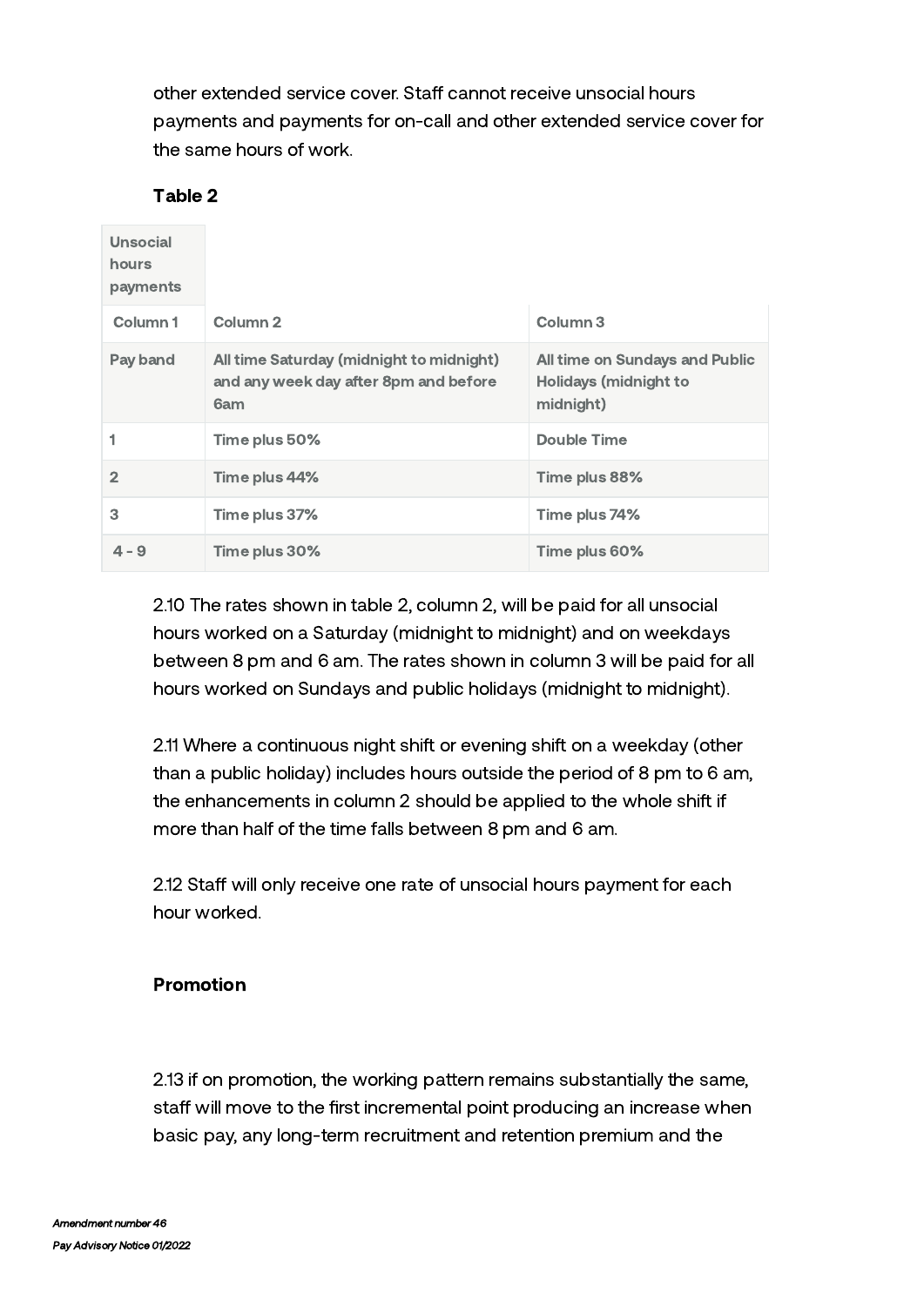other extended service cover. Staff cannot receive unsocial hours payments and payments for on-call and other extended service cover for the same hours of work.

**Table 2**

| Unsocial hours payments | | |
|---|---|---|
| Column 1 | Column 2 | Column 3 |
| Pay band | All time Saturday (midnight to midnight) and any week day after 8pm and before 6am | All time on Sundays and Public Holidays (midnight to midnight) |
| 1 | Time plus 50% | Double Time |
| 2 | Time plus 44% | Time plus 88% |
| 3 | Time plus 37% | Time plus 74% |
| 4 - 9 | Time plus 30% | Time plus 60% |

2.10 The rates shown in table 2, column 2, will be paid for all unsocial hours worked on a Saturday (midnight to midnight) and on weekdays between 8 pm and 6 am. The rates shown in column 3 will be paid for all hours worked on Sundays and public holidays (midnight to midnight).

2.11 Where a continuous night shift or evening shift on a weekday (other than a public holiday) includes hours outside the period of 8 pm to 6 am, the enhancements in column 2 should be applied to the whole shift if more than half of the time falls between 8 pm and 6 am.

2.12 Staff will only receive one rate of unsocial hours payment for each hour worked.

**Promotion**

2.13 if on promotion, the working pattern remains substantially the same, staff will move to the first incremental point producing an increase when basic pay, any long-term recruitment and retention premium and the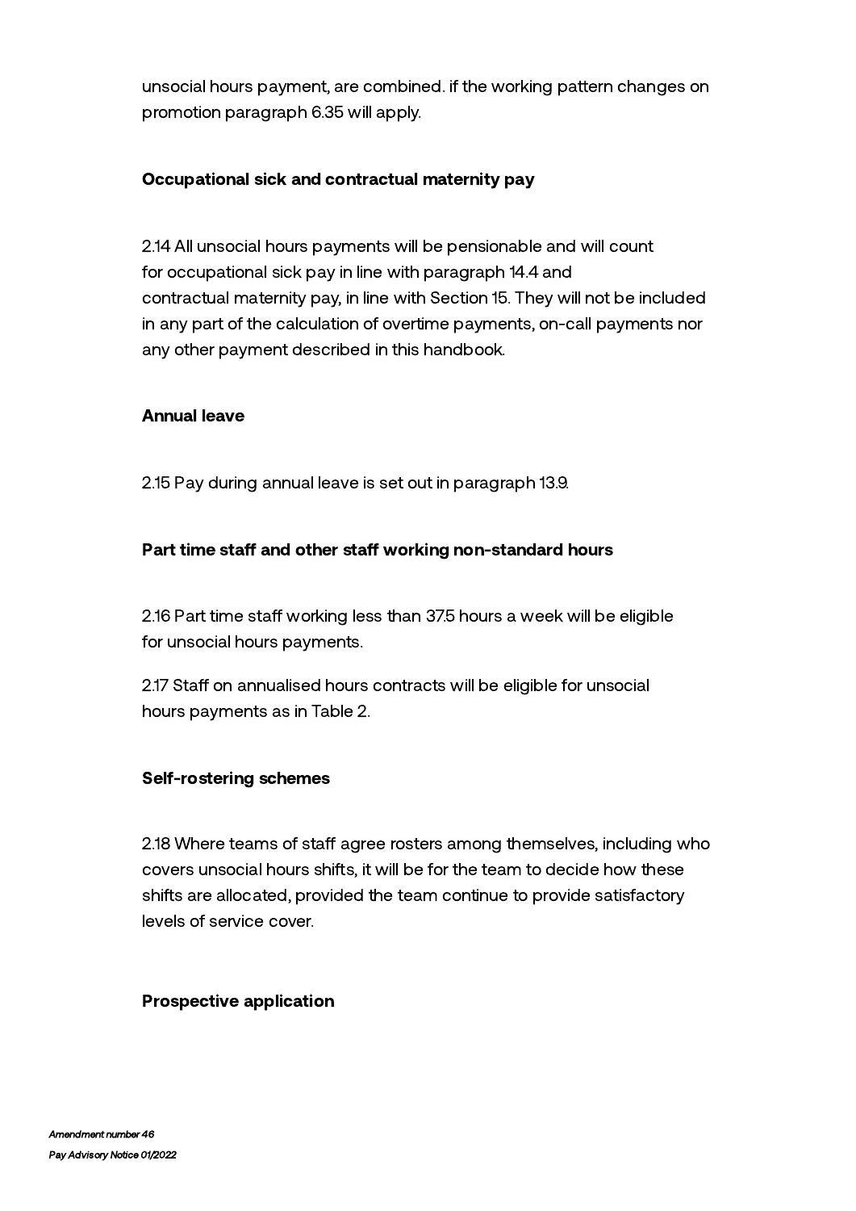unsocial hours payment, are combined. if the working pattern changes on promotion paragraph 6.35 will apply.

### Occupational sick and contractual maternity pay

2.14 All unsocial hours payments will be pensionable and will count for occupational sick pay in line with paragraph 14.4 and contractual maternity pay, in line with Section 15. They will not be included in any part of the calculation of overtime payments, on-call payments nor any other payment described in this handbook.

### Annual leave

2.15 Pay during annual leave is set out in paragraph 13.9.

### Part time staff and other staff working non-standard hours

2.16 Part time staff working less than 37.5 hours a week will be eligible for unsocial hours payments.

2.17 Staff on annualised hours contracts will be eligible for unsocial hours payments as in Table 2.

### Self-rostering schemes

2.18 Where teams of staff agree rosters among themselves, including who covers unsocial hours shifts, it will be for the team to decide how these shifts are allocated, provided the team continue to provide satisfactory levels of service cover.

### Prospective application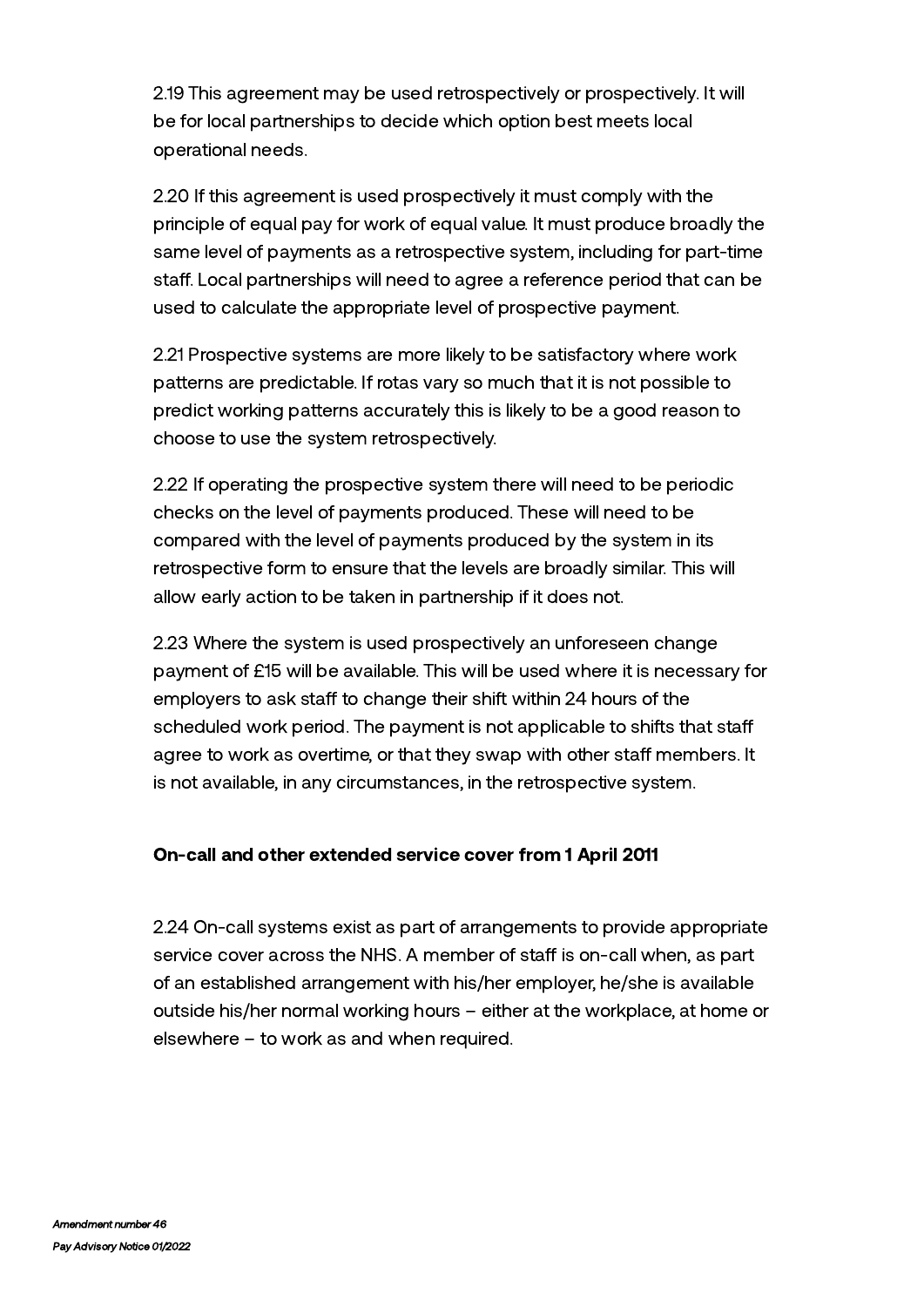2.19 This agreement may be used retrospectively or prospectively. It will be for local partnerships to decide which option best meets local operational needs.

2.20 If this agreement is used prospectively it must comply with the principle of equal pay for work of equal value. It must produce broadly the same level of payments as a retrospective system, including for part-time staff. Local partnerships will need to agree a reference period that can be used to calculate the appropriate level of prospective payment.

2.21 Prospective systems are more likely to be satisfactory where work patterns are predictable. If rotas vary so much that it is not possible to predict working patterns accurately this is likely to be a good reason to choose to use the system retrospectively.

2.22 If operating the prospective system there will need to be periodic checks on the level of payments produced. These will need to be compared with the level of payments produced by the system in its retrospective form to ensure that the levels are broadly similar. This will allow early action to be taken in partnership if it does not.

2.23 Where the system is used prospectively an unforeseen change payment of £15 will be available. This will be used where it is necessary for employers to ask staff to change their shift within 24 hours of the scheduled work period. The payment is not applicable to shifts that staff agree to work as overtime, or that they swap with other staff members. It is not available, in any circumstances, in the retrospective system.

**On-call and other extended service cover from 1 April 2011**

2.24 On-call systems exist as part of arrangements to provide appropriate service cover across the NHS. A member of staff is on-call when, as part of an established arrangement with his/her employer, he/she is available outside his/her normal working hours – either at the workplace, at home or elsewhere – to work as and when required.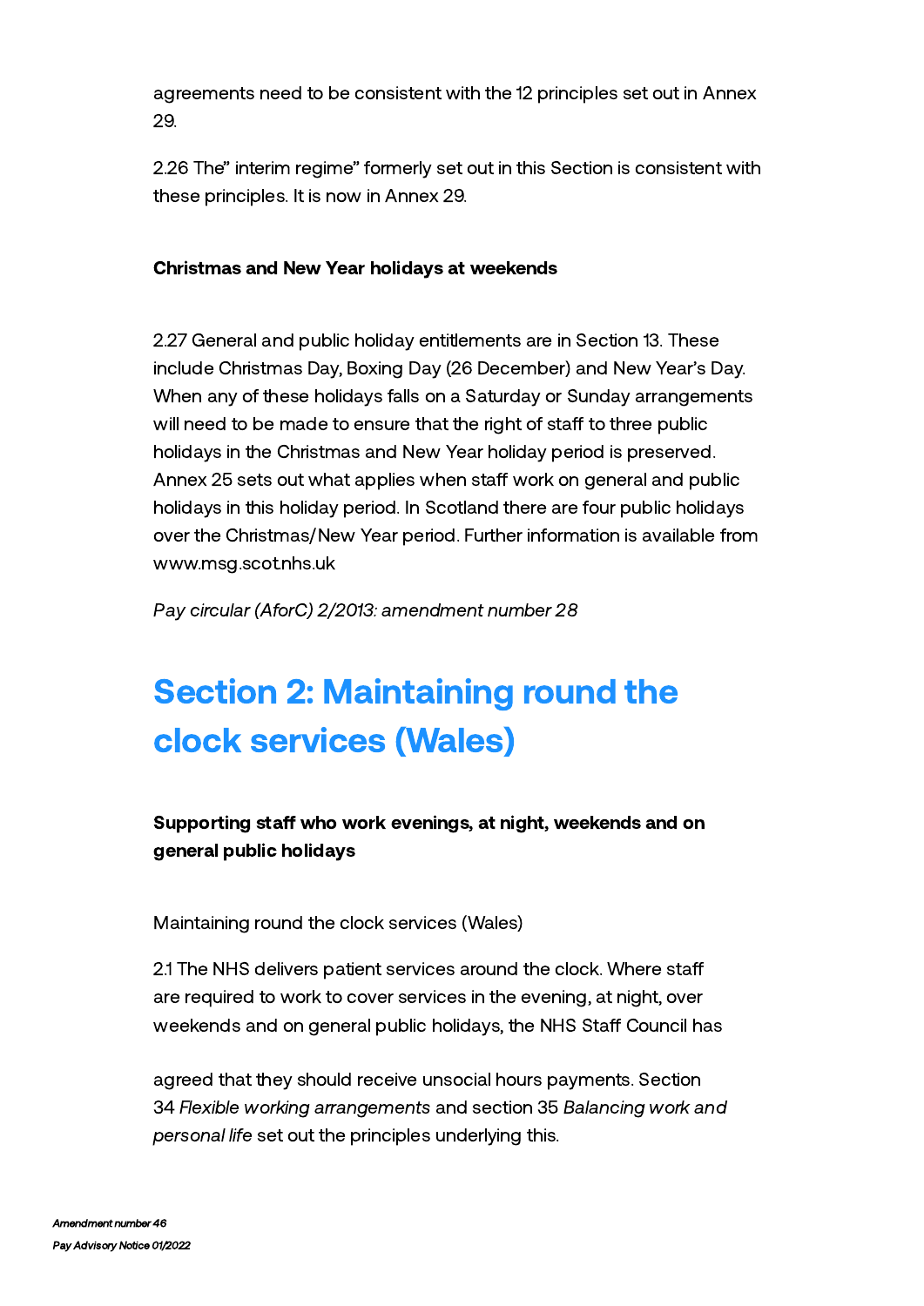agreements need to be consistent with the 12 principles set out in Annex 29.

2.26 The" interim regime" formerly set out in this Section is consistent with these principles. It is now in Annex 29.

**Christmas and New Year holidays at weekends**

2.27 General and public holiday entitlements are in Section 13. These include Christmas Day, Boxing Day (26 December) and New Year's Day. When any of these holidays falls on a Saturday or Sunday arrangements will need to be made to ensure that the right of staff to three public holidays in the Christmas and New Year holiday period is preserved. Annex 25 sets out what applies when staff work on general and public holidays in this holiday period. In Scotland there are four public holidays over the Christmas/New Year period. Further information is available from www.msg.scot.nhs.uk

*Pay circular (AforC) 2/2013: amendment number 28*

# Section 2: Maintaining round the clock services (Wales)

**Supporting staff who work evenings, at night, weekends and on general public holidays**

Maintaining round the clock services (Wales)

2.1 The NHS delivers patient services around the clock. Where staff are required to work to cover services in the evening, at night, over weekends and on general public holidays, the NHS Staff Council has agreed that they should receive unsocial hours payments. Section 34 *Flexible working arrangements* and section 35 *Balancing work and personal life* set out the principles underlying this.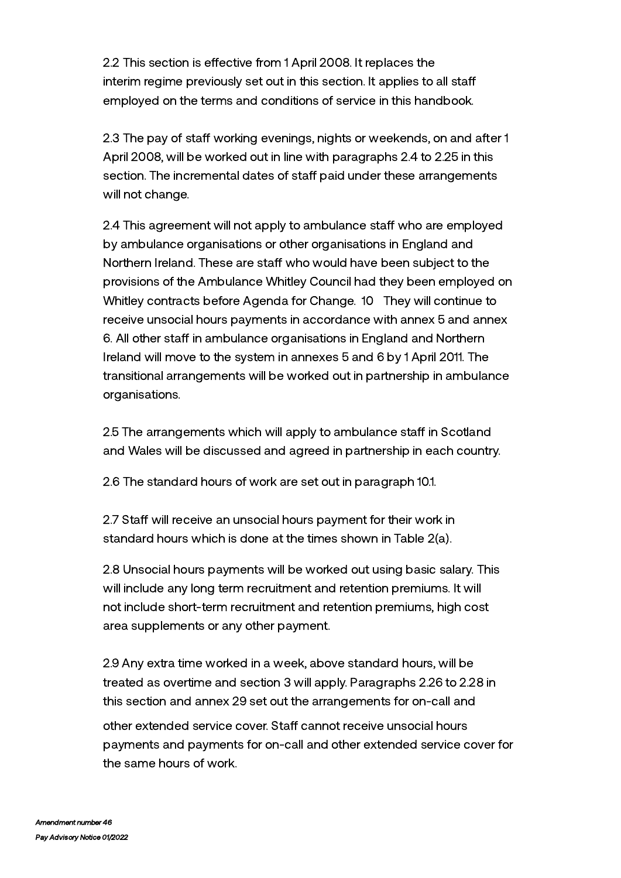2.2 This section is effective from 1 April 2008. It replaces the interim regime previously set out in this section. It applies to all staff employed on the terms and conditions of service in this handbook.

2.3 The pay of staff working evenings, nights or weekends, on and after 1 April 2008, will be worked out in line with paragraphs 2.4 to 2.25 in this section. The incremental dates of staff paid under these arrangements will not change.

2.4 This agreement will not apply to ambulance staff who are employed by ambulance organisations or other organisations in England and Northern Ireland. These are staff who would have been subject to the provisions of the Ambulance Whitley Council had they been employed on Whitley contracts before Agenda for Change. [10] They will continue to receive unsocial hours payments in accordance with annex 5 and annex 6. All other staff in ambulance organisations in England and Northern Ireland will move to the system in annexes 5 and 6 by 1 April 2011. The transitional arrangements will be worked out in partnership in ambulance organisations.

2.5 The arrangements which will apply to ambulance staff in Scotland and Wales will be discussed and agreed in partnership in each country.

2.6 The standard hours of work are set out in paragraph 10.1.

2.7 Staff will receive an unsocial hours payment for their work in standard hours which is done at the times shown in Table 2(a).

2.8 Unsocial hours payments will be worked out using basic salary. This will include any long term recruitment and retention premiums. It will not include short-term recruitment and retention premiums, high cost area supplements or any other payment.

2.9 Any extra time worked in a week, above standard hours, will be treated as overtime and section 3 will apply. Paragraphs 2.26 to 2.28 in this section and annex 29 set out the arrangements for on-call and other extended service cover. Staff cannot receive unsocial hours payments and payments for on-call and other extended service cover for the same hours of work.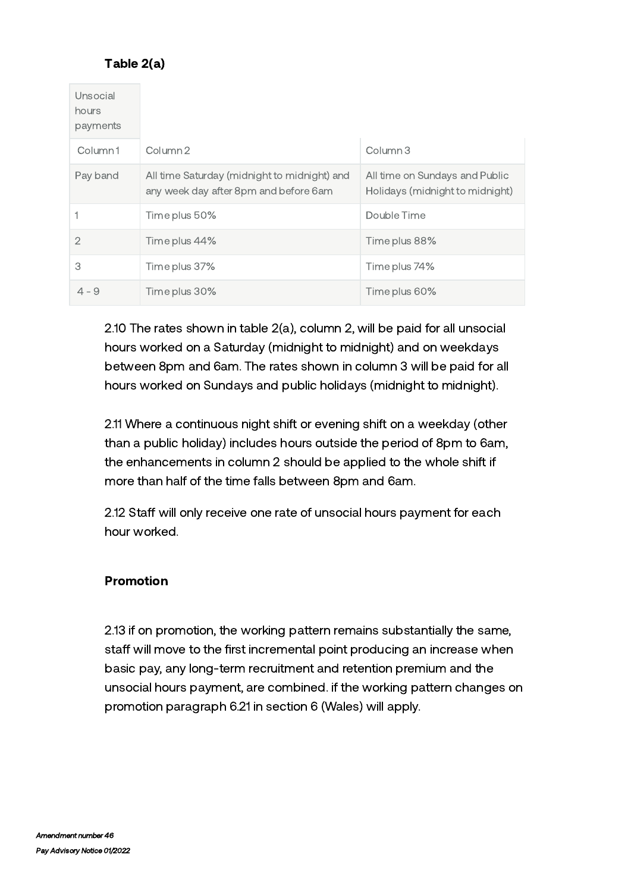**Table 2(a)**

| Unsocial hours payments | | |
|---|---|---|
| Column 1 | Column 2 | Column 3 |
| Pay band | All time Saturday (midnight to midnight) and any week day after 8pm and before 6am | All time on Sundays and Public Holidays (midnight to midnight) |
| 1 | Time plus 50% | Double Time |
| 2 | Time plus 44% | Time plus 88% |
| 3 | Time plus 37% | Time plus 74% |
| 4 - 9 | Time plus 30% | Time plus 60% |

2.10 The rates shown in table 2(a), column 2, will be paid for all unsocial hours worked on a Saturday (midnight to midnight) and on weekdays between 8pm and 6am. The rates shown in column 3 will be paid for all hours worked on Sundays and public holidays (midnight to midnight).

2.11 Where a continuous night shift or evening shift on a weekday (other than a public holiday) includes hours outside the period of 8pm to 6am, the enhancements in column 2 should be applied to the whole shift if more than half of the time falls between 8pm and 6am.

2.12 Staff will only receive one rate of unsocial hours payment for each hour worked.

**Promotion**

2.13 if on promotion, the working pattern remains substantially the same, staff will move to the first incremental point producing an increase when basic pay, any long-term recruitment and retention premium and the unsocial hours payment, are combined. if the working pattern changes on promotion paragraph 6.21 in section 6 (Wales) will apply.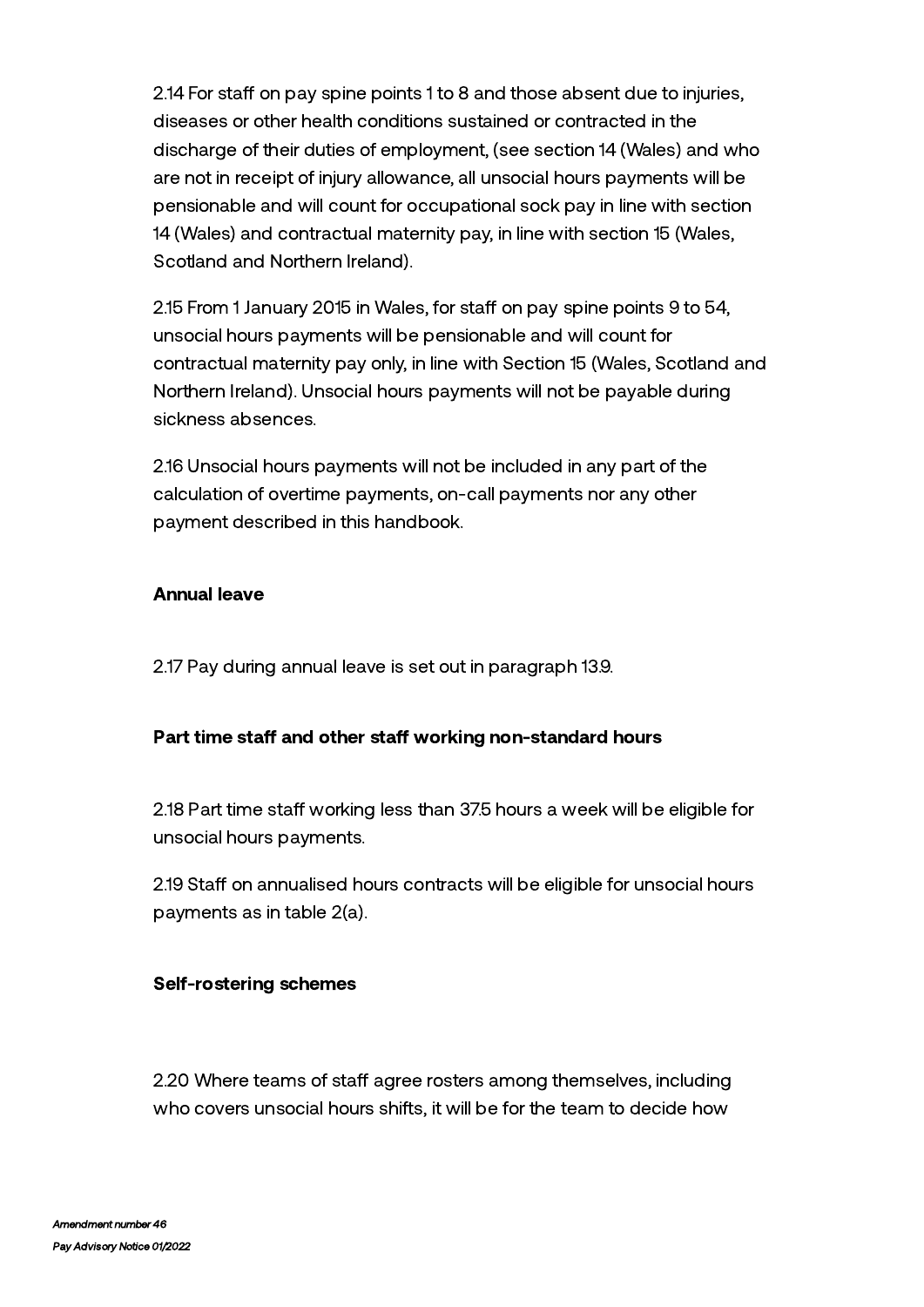2.14 For staff on pay spine points 1 to 8 and those absent due to injuries, diseases or other health conditions sustained or contracted in the discharge of their duties of employment, (see section 14 (Wales) and who are not in receipt of injury allowance, all unsocial hours payments will be pensionable and will count for occupational sock pay in line with section 14 (Wales) and contractual maternity pay, in line with section 15 (Wales, Scotland and Northern Ireland).

2.15 From 1 January 2015 in Wales, for staff on pay spine points 9 to 54, unsocial hours payments will be pensionable and will count for contractual maternity pay only, in line with Section 15 (Wales, Scotland and Northern Ireland). Unsocial hours payments will not be payable during sickness absences.

2.16 Unsocial hours payments will not be included in any part of the calculation of overtime payments, on-call payments nor any other payment described in this handbook.

**Annual leave**

2.17 Pay during annual leave is set out in paragraph 13.9.

**Part time staff and other staff working non-standard hours**

2.18 Part time staff working less than 37.5 hours a week will be eligible for unsocial hours payments.

2.19 Staff on annualised hours contracts will be eligible for unsocial hours payments as in table 2(a).

**Self-rostering schemes**

2.20 Where teams of staff agree rosters among themselves, including who covers unsocial hours shifts, it will be for the team to decide how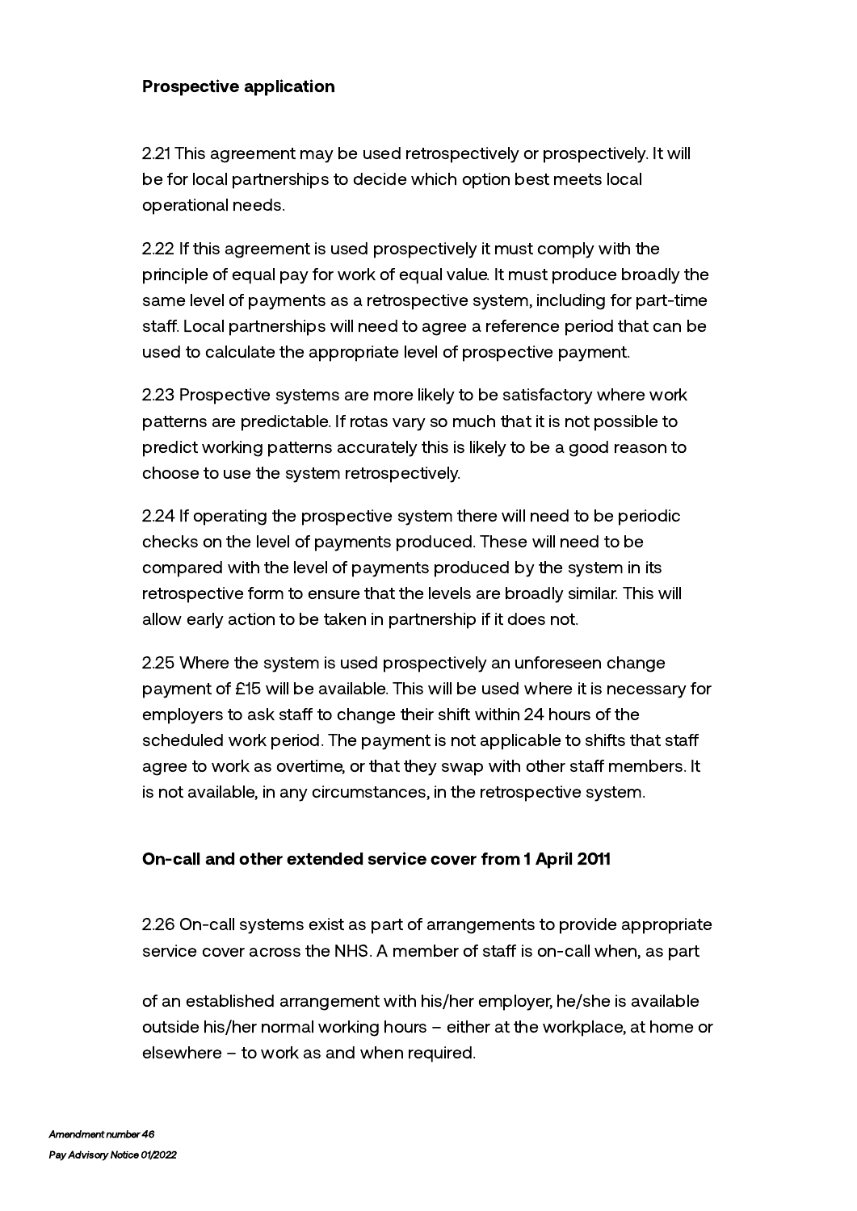### Prospective application

2.21 This agreement may be used retrospectively or prospectively. It will be for local partnerships to decide which option best meets local operational needs.

2.22 If this agreement is used prospectively it must comply with the principle of equal pay for work of equal value. It must produce broadly the same level of payments as a retrospective system, including for part-time staff. Local partnerships will need to agree a reference period that can be used to calculate the appropriate level of prospective payment.

2.23 Prospective systems are more likely to be satisfactory where work patterns are predictable. If rotas vary so much that it is not possible to predict working patterns accurately this is likely to be a good reason to choose to use the system retrospectively.

2.24 If operating the prospective system there will need to be periodic checks on the level of payments produced. These will need to be compared with the level of payments produced by the system in its retrospective form to ensure that the levels are broadly similar. This will allow early action to be taken in partnership if it does not.

2.25 Where the system is used prospectively an unforeseen change payment of £15 will be available. This will be used where it is necessary for employers to ask staff to change their shift within 24 hours of the scheduled work period. The payment is not applicable to shifts that staff agree to work as overtime, or that they swap with other staff members. It is not available, in any circumstances, in the retrospective system.

### On-call and other extended service cover from 1 April 2011

2.26 On-call systems exist as part of arrangements to provide appropriate service cover across the NHS. A member of staff is on-call when, as part of an established arrangement with his/her employer, he/she is available outside his/her normal working hours – either at the workplace, at home or elsewhere – to work as and when required.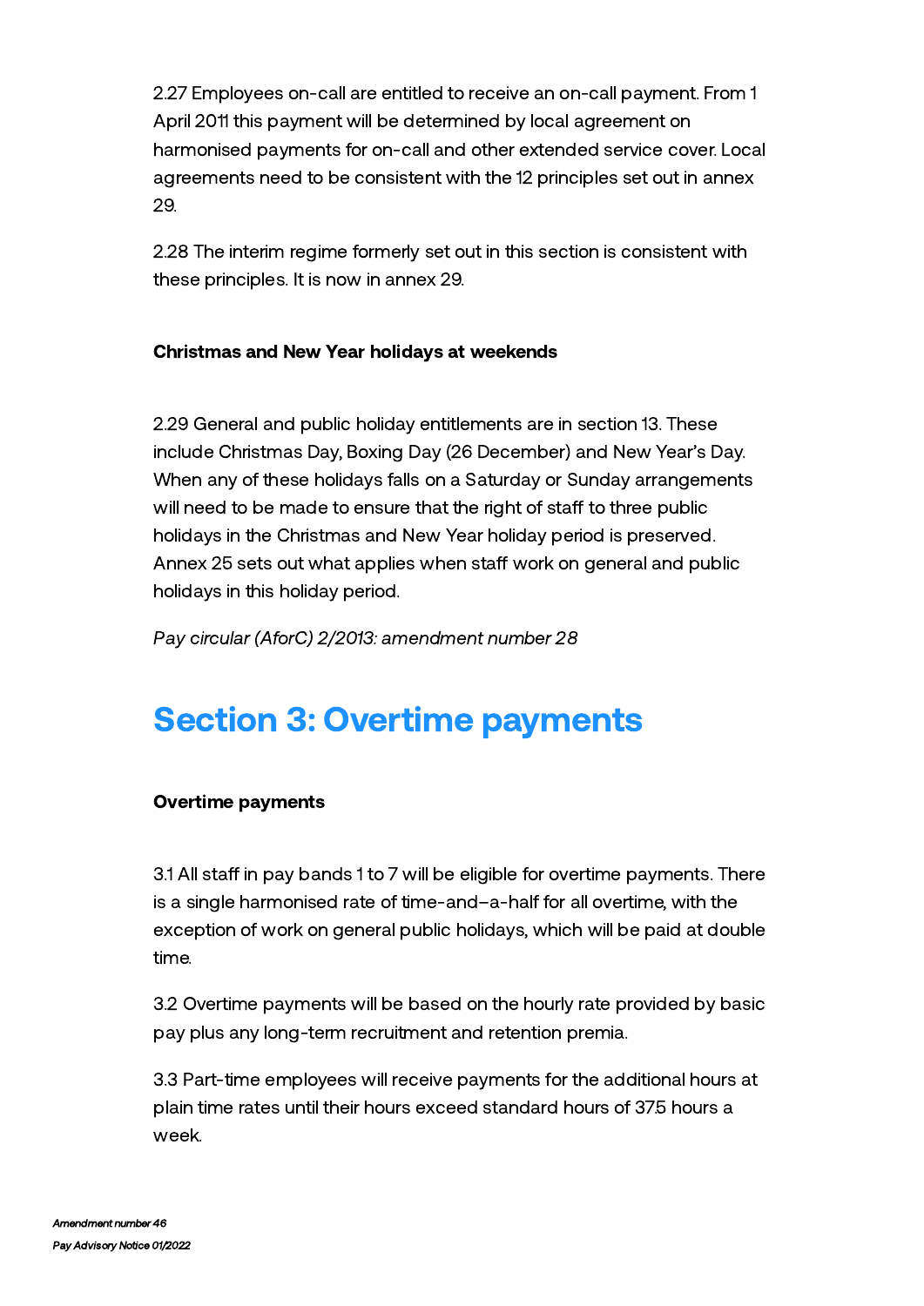2.27 Employees on-call are entitled to receive an on-call payment. From 1 April 2011 this payment will be determined by local agreement on harmonised payments for on-call and other extended service cover. Local agreements need to be consistent with the 12 principles set out in annex 29.

2.28 The interim regime formerly set out in this section is consistent with these principles. It is now in annex 29.

**Christmas and New Year holidays at weekends**

2.29 General and public holiday entitlements are in section 13. These include Christmas Day, Boxing Day (26 December) and New Year's Day. When any of these holidays falls on a Saturday or Sunday arrangements will need to be made to ensure that the right of staff to three public holidays in the Christmas and New Year holiday period is preserved. Annex 25 sets out what applies when staff work on general and public holidays in this holiday period.

*Pay circular (AforC) 2/2013: amendment number 28*

# Section 3: Overtime payments

**Overtime payments**

3.1 All staff in pay bands 1 to 7 will be eligible for overtime payments. There is a single harmonised rate of time-and–a-half for all overtime, with the exception of work on general public holidays, which will be paid at double time.

3.2 Overtime payments will be based on the hourly rate provided by basic pay plus any long-term recruitment and retention premia.

3.3 Part-time employees will receive payments for the additional hours at plain time rates until their hours exceed standard hours of 37.5 hours a week.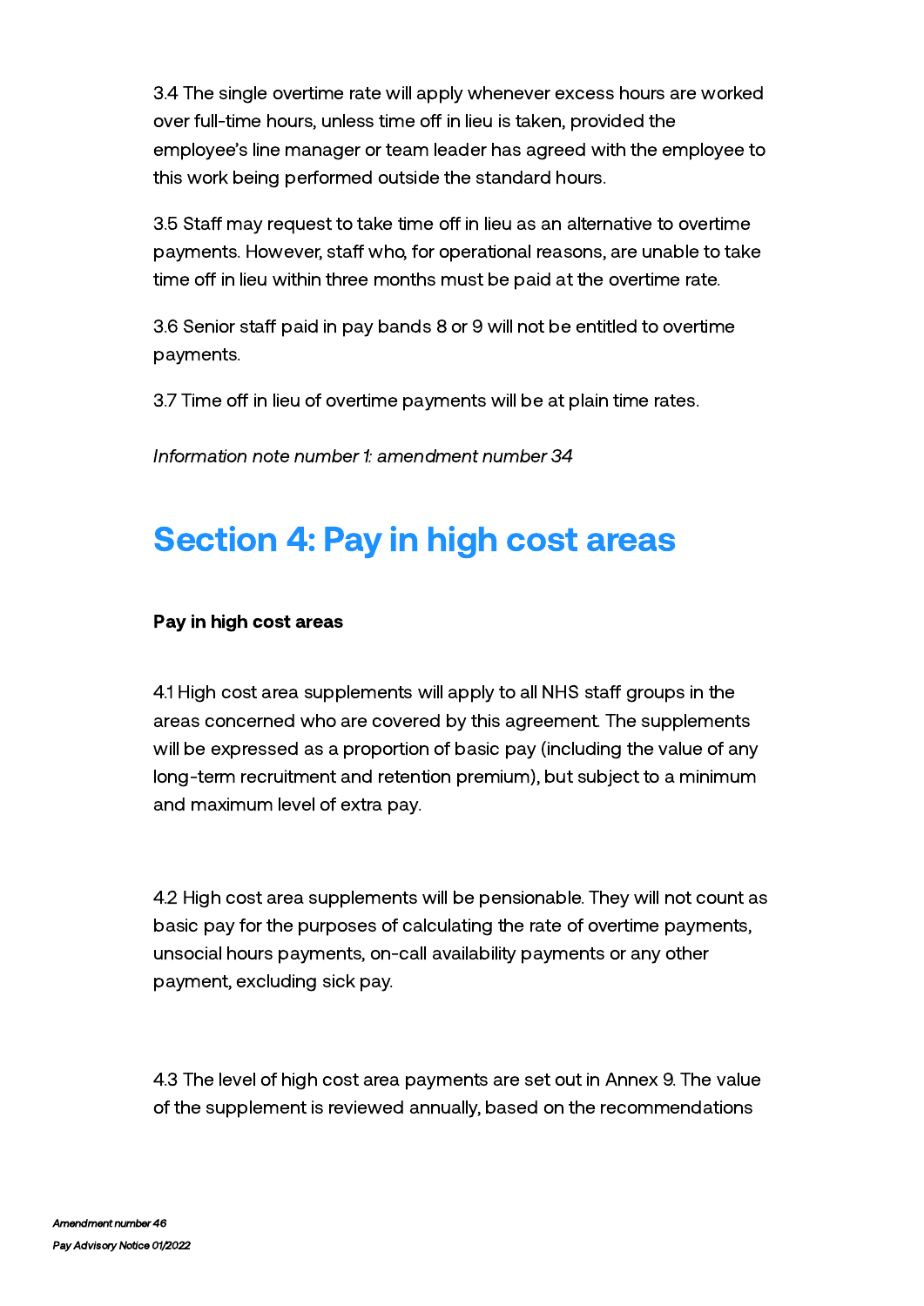3.4 The single overtime rate will apply whenever excess hours are worked over full-time hours, unless time off in lieu is taken, provided the employee's line manager or team leader has agreed with the employee to this work being performed outside the standard hours.

3.5 Staff may request to take time off in lieu as an alternative to overtime payments. However, staff who, for operational reasons, are unable to take time off in lieu within three months must be paid at the overtime rate.

3.6 Senior staff paid in pay bands 8 or 9 will not be entitled to overtime payments.

3.7 Time off in lieu of overtime payments will be at plain time rates.

*Information note number 1: amendment number 34*

# Section 4: Pay in high cost areas

**Pay in high cost areas**

4.1 High cost area supplements will apply to all NHS staff groups in the areas concerned who are covered by this agreement. The supplements will be expressed as a proportion of basic pay (including the value of any long-term recruitment and retention premium), but subject to a minimum and maximum level of extra pay.

4.2 High cost area supplements will be pensionable. They will not count as basic pay for the purposes of calculating the rate of overtime payments, unsocial hours payments, on-call availability payments or any other payment, excluding sick pay.

4.3 The level of high cost area payments are set out in Annex 9. The value of the supplement is reviewed annually, based on the recommendations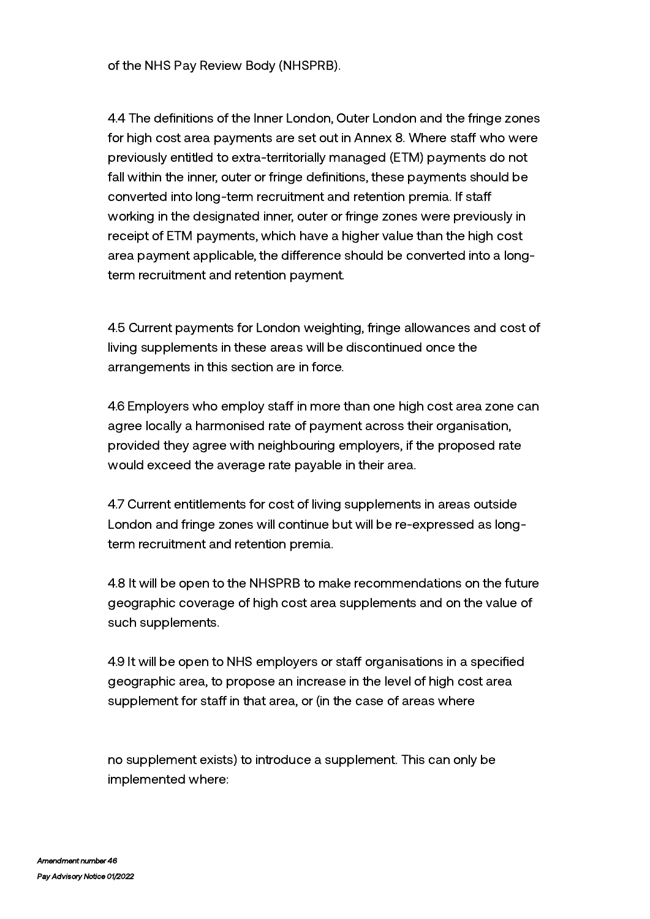of the NHS Pay Review Body (NHSPRB).

4.4 The definitions of the Inner London, Outer London and the fringe zones for high cost area payments are set out in Annex 8. Where staff who were previously entitled to extra-territorially managed (ETM) payments do not fall within the inner, outer or fringe definitions, these payments should be converted into long-term recruitment and retention premia. If staff working in the designated inner, outer or fringe zones were previously in receipt of ETM payments, which have a higher value than the high cost area payment applicable, the difference should be converted into a long-term recruitment and retention payment.

4.5 Current payments for London weighting, fringe allowances and cost of living supplements in these areas will be discontinued once the arrangements in this section are in force.

4.6 Employers who employ staff in more than one high cost area zone can agree locally a harmonised rate of payment across their organisation, provided they agree with neighbouring employers, if the proposed rate would exceed the average rate payable in their area.

4.7 Current entitlements for cost of living supplements in areas outside London and fringe zones will continue but will be re-expressed as long-term recruitment and retention premia.

4.8 It will be open to the NHSPRB to make recommendations on the future geographic coverage of high cost area supplements and on the value of such supplements.

4.9 It will be open to NHS employers or staff organisations in a specified geographic area, to propose an increase in the level of high cost area supplement for staff in that area, or (in the case of areas where no supplement exists) to introduce a supplement. This can only be implemented where: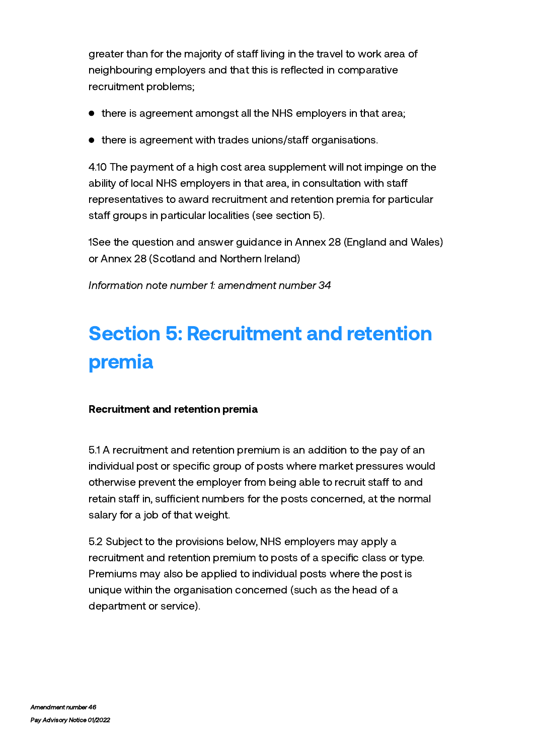greater than for the majority of staff living in the travel to work area of neighbouring employers and that this is reflected in comparative recruitment problems;

- there is agreement amongst all the NHS employers in that area;
- there is agreement with trades unions/staff organisations.

4.10 The payment of a high cost area supplement will not impinge on the ability of local NHS employers in that area, in consultation with staff representatives to award recruitment and retention premia for particular staff groups in particular localities (see section 5).

1See the question and answer guidance in Annex 28 (England and Wales) or Annex 28 (Scotland and Northern Ireland)

*Information note number 1: amendment number 34*

# Section 5: Recruitment and retention premia

**Recruitment and retention premia**

5.1 A recruitment and retention premium is an addition to the pay of an individual post or specific group of posts where market pressures would otherwise prevent the employer from being able to recruit staff to and retain staff in, sufficient numbers for the posts concerned, at the normal salary for a job of that weight.

5.2 Subject to the provisions below, NHS employers may apply a recruitment and retention premium to posts of a specific class or type. Premiums may also be applied to individual posts where the post is unique within the organisation concerned (such as the head of a department or service).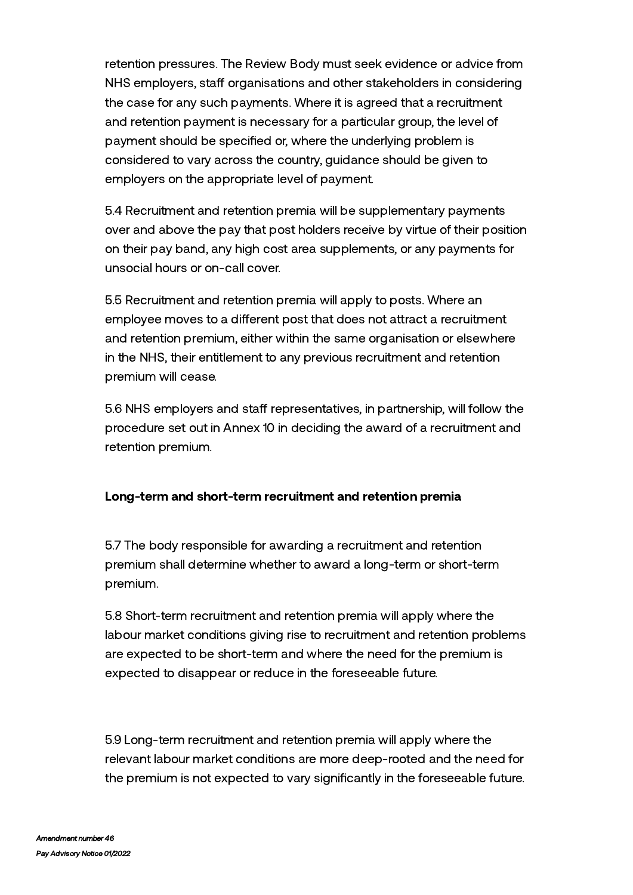retention pressures. The Review Body must seek evidence or advice from NHS employers, staff organisations and other stakeholders in considering the case for any such payments. Where it is agreed that a recruitment and retention payment is necessary for a particular group, the level of payment should be specified or, where the underlying problem is considered to vary across the country, guidance should be given to employers on the appropriate level of payment.

5.4 Recruitment and retention premia will be supplementary payments over and above the pay that post holders receive by virtue of their position on their pay band, any high cost area supplements, or any payments for unsocial hours or on-call cover.

5.5 Recruitment and retention premia will apply to posts. Where an employee moves to a different post that does not attract a recruitment and retention premium, either within the same organisation or elsewhere in the NHS, their entitlement to any previous recruitment and retention premium will cease.

5.6 NHS employers and staff representatives, in partnership, will follow the procedure set out in Annex 10 in deciding the award of a recruitment and retention premium.

**Long-term and short-term recruitment and retention premia**

5.7 The body responsible for awarding a recruitment and retention premium shall determine whether to award a long-term or short-term premium.

5.8 Short-term recruitment and retention premia will apply where the labour market conditions giving rise to recruitment and retention problems are expected to be short-term and where the need for the premium is expected to disappear or reduce in the foreseeable future.

5.9 Long-term recruitment and retention premia will apply where the relevant labour market conditions are more deep-rooted and the need for the premium is not expected to vary significantly in the foreseeable future.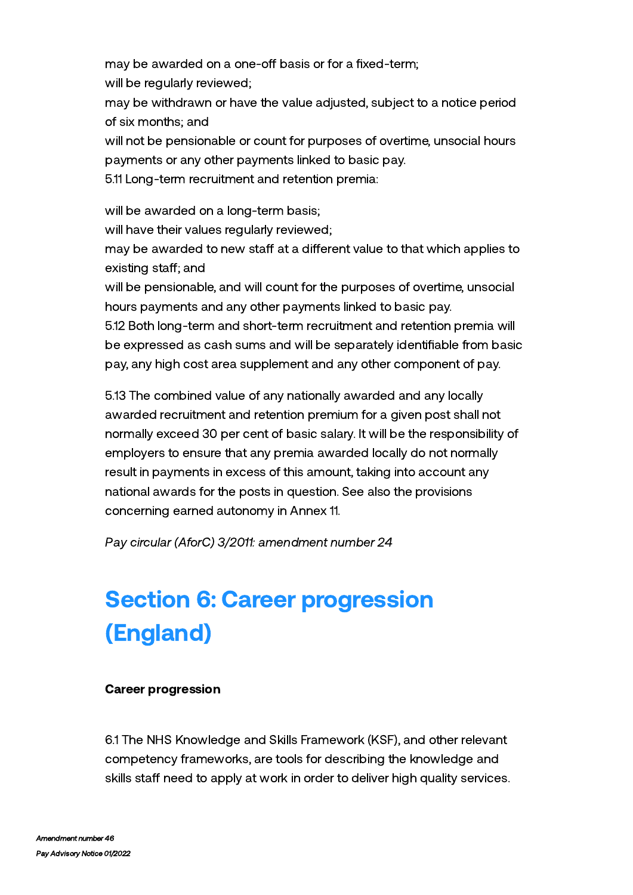may be awarded on a one-off basis or for a fixed-term;

will be regularly reviewed;

may be withdrawn or have the value adjusted, subject to a notice period of six months; and

will not be pensionable or count for purposes of overtime, unsocial hours payments or any other payments linked to basic pay.

5.11 Long-term recruitment and retention premia:

will be awarded on a long-term basis;

will have their values regularly reviewed;

may be awarded to new staff at a different value to that which applies to existing staff; and

will be pensionable, and will count for the purposes of overtime, unsocial hours payments and any other payments linked to basic pay.

5.12 Both long-term and short-term recruitment and retention premia will be expressed as cash sums and will be separately identifiable from basic pay, any high cost area supplement and any other component of pay.

5.13 The combined value of any nationally awarded and any locally awarded recruitment and retention premium for a given post shall not normally exceed 30 per cent of basic salary. It will be the responsibility of employers to ensure that any premia awarded locally do not normally result in payments in excess of this amount, taking into account any national awards for the posts in question. See also the provisions concerning earned autonomy in Annex 11.

*Pay circular (AforC) 3/2011: amendment number 24*

# Section 6: Career progression (England)

**Career progression**

6.1 The NHS Knowledge and Skills Framework (KSF), and other relevant competency frameworks, are tools for describing the knowledge and skills staff need to apply at work in order to deliver high quality services.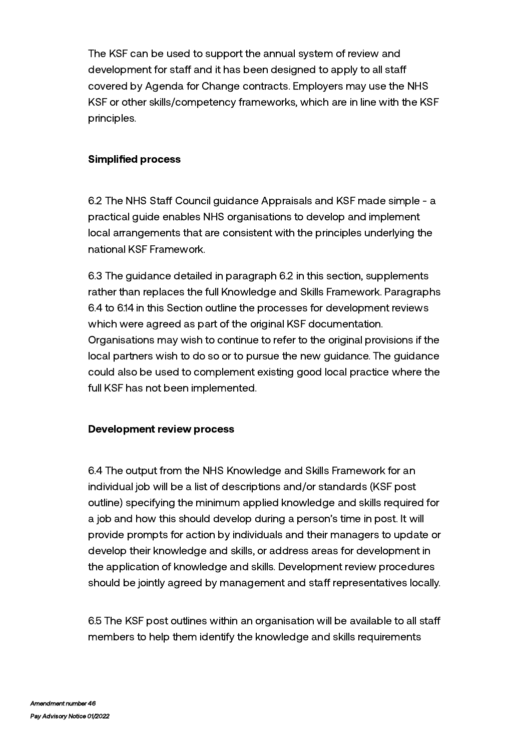The KSF can be used to support the annual system of review and development for staff and it has been designed to apply to all staff covered by Agenda for Change contracts. Employers may use the NHS KSF or other skills/competency frameworks, which are in line with the KSF principles.

**Simplified process**

6.2 The NHS Staff Council guidance Appraisals and KSF made simple - a practical guide enables NHS organisations to develop and implement local arrangements that are consistent with the principles underlying the national KSF Framework.

6.3 The guidance detailed in paragraph 6.2 in this section, supplements rather than replaces the full Knowledge and Skills Framework. Paragraphs 6.4 to 6.14 in this Section outline the processes for development reviews which were agreed as part of the original KSF documentation. Organisations may wish to continue to refer to the original provisions if the local partners wish to do so or to pursue the new guidance. The guidance could also be used to complement existing good local practice where the full KSF has not been implemented.

**Development review process**

6.4 The output from the NHS Knowledge and Skills Framework for an individual job will be a list of descriptions and/or standards (KSF post outline) specifying the minimum applied knowledge and skills required for a job and how this should develop during a person's time in post. It will provide prompts for action by individuals and their managers to update or develop their knowledge and skills, or address areas for development in the application of knowledge and skills. Development review procedures should be jointly agreed by management and staff representatives locally.

6.5 The KSF post outlines within an organisation will be available to all staff members to help them identify the knowledge and skills requirements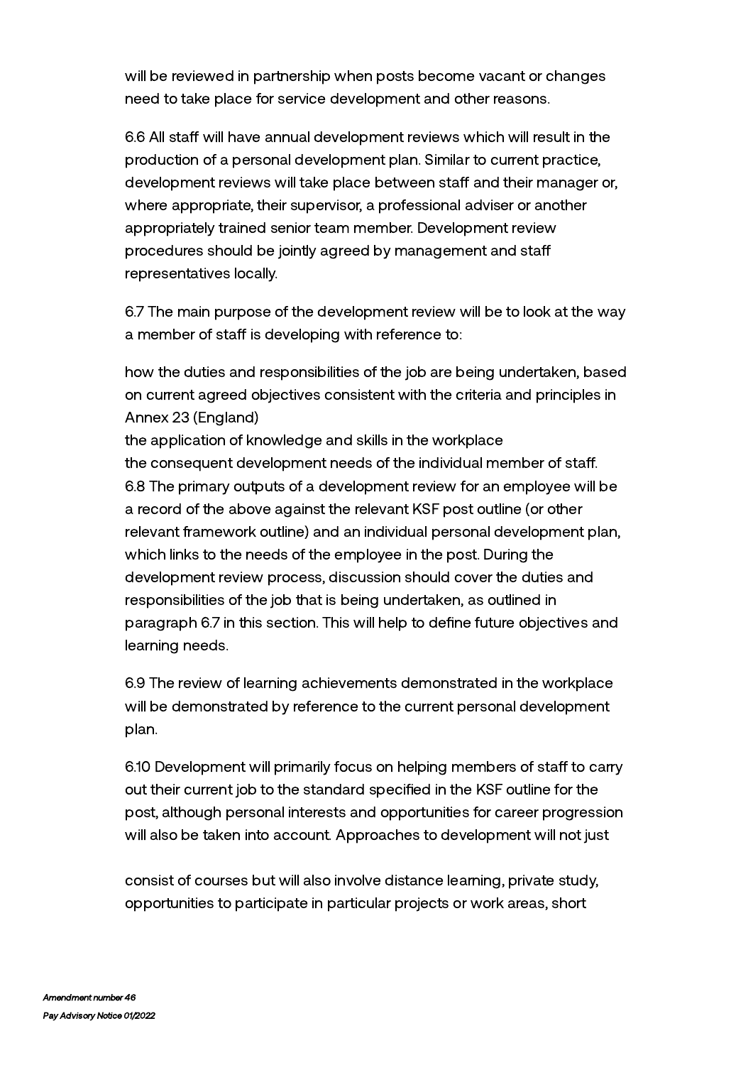will be reviewed in partnership when posts become vacant or changes need to take place for service development and other reasons.

6.6 All staff will have annual development reviews which will result in the production of a personal development plan. Similar to current practice, development reviews will take place between staff and their manager or, where appropriate, their supervisor, a professional adviser or another appropriately trained senior team member. Development review procedures should be jointly agreed by management and staff representatives locally.

6.7 The main purpose of the development review will be to look at the way a member of staff is developing with reference to:

how the duties and responsibilities of the job are being undertaken, based on current agreed objectives consistent with the criteria and principles in Annex 23 (England)
the application of knowledge and skills in the workplace
the consequent development needs of the individual member of staff.
6.8 The primary outputs of a development review for an employee will be a record of the above against the relevant KSF post outline (or other relevant framework outline) and an individual personal development plan, which links to the needs of the employee in the post. During the development review process, discussion should cover the duties and responsibilities of the job that is being undertaken, as outlined in paragraph 6.7 in this section. This will help to define future objectives and learning needs.

6.9 The review of learning achievements demonstrated in the workplace will be demonstrated by reference to the current personal development plan.

6.10 Development will primarily focus on helping members of staff to carry out their current job to the standard specified in the KSF outline for the post, although personal interests and opportunities for career progression will also be taken into account. Approaches to development will not just

consist of courses but will also involve distance learning, private study, opportunities to participate in particular projects or work areas, short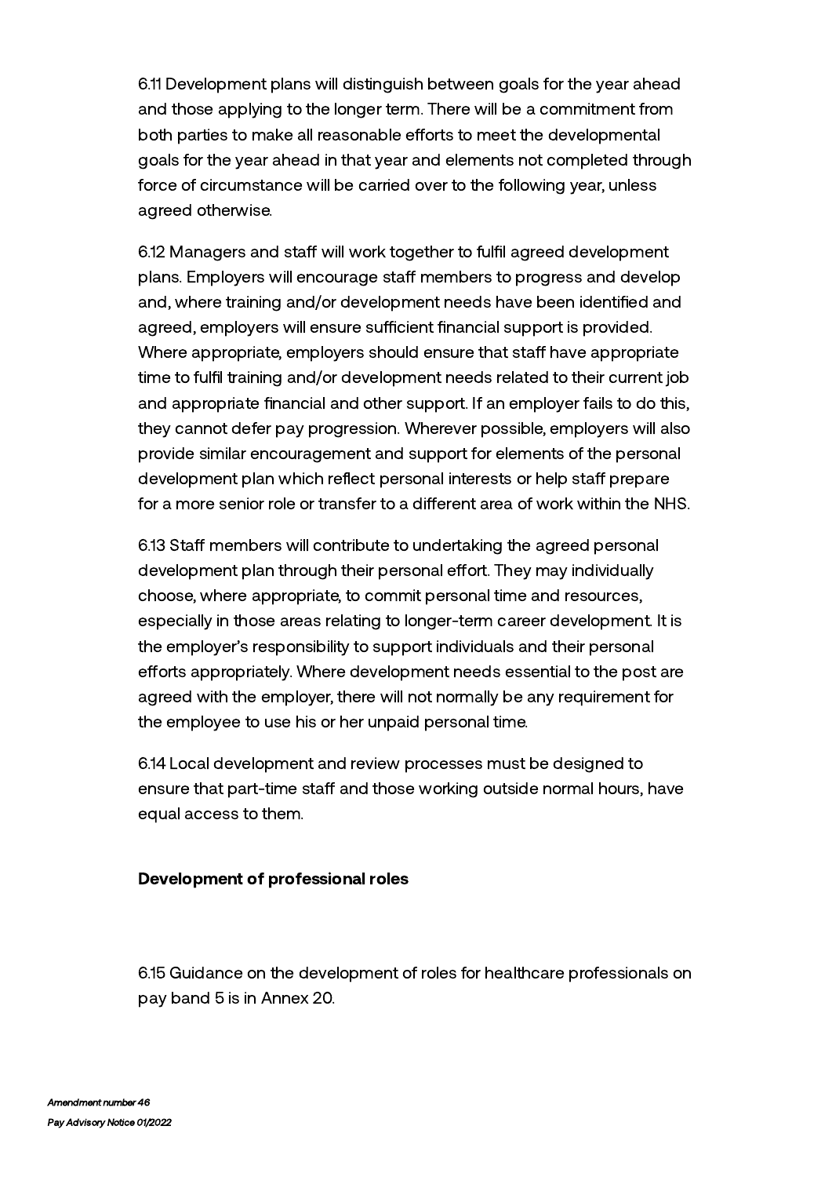6.11 Development plans will distinguish between goals for the year ahead and those applying to the longer term. There will be a commitment from both parties to make all reasonable efforts to meet the developmental goals for the year ahead in that year and elements not completed through force of circumstance will be carried over to the following year, unless agreed otherwise.

6.12 Managers and staff will work together to fulfil agreed development plans. Employers will encourage staff members to progress and develop and, where training and/or development needs have been identified and agreed, employers will ensure sufficient financial support is provided. Where appropriate, employers should ensure that staff have appropriate time to fulfil training and/or development needs related to their current job and appropriate financial and other support. If an employer fails to do this, they cannot defer pay progression. Wherever possible, employers will also provide similar encouragement and support for elements of the personal development plan which reflect personal interests or help staff prepare for a more senior role or transfer to a different area of work within the NHS.

6.13 Staff members will contribute to undertaking the agreed personal development plan through their personal effort. They may individually choose, where appropriate, to commit personal time and resources, especially in those areas relating to longer-term career development. It is the employer's responsibility to support individuals and their personal efforts appropriately. Where development needs essential to the post are agreed with the employer, there will not normally be any requirement for the employee to use his or her unpaid personal time.

6.14 Local development and review processes must be designed to ensure that part-time staff and those working outside normal hours, have equal access to them.

**Development of professional roles**

6.15 Guidance on the development of roles for healthcare professionals on pay band 5 is in Annex 20.

*Amendment number 46*

*Pay Advisory Notice 01/2022*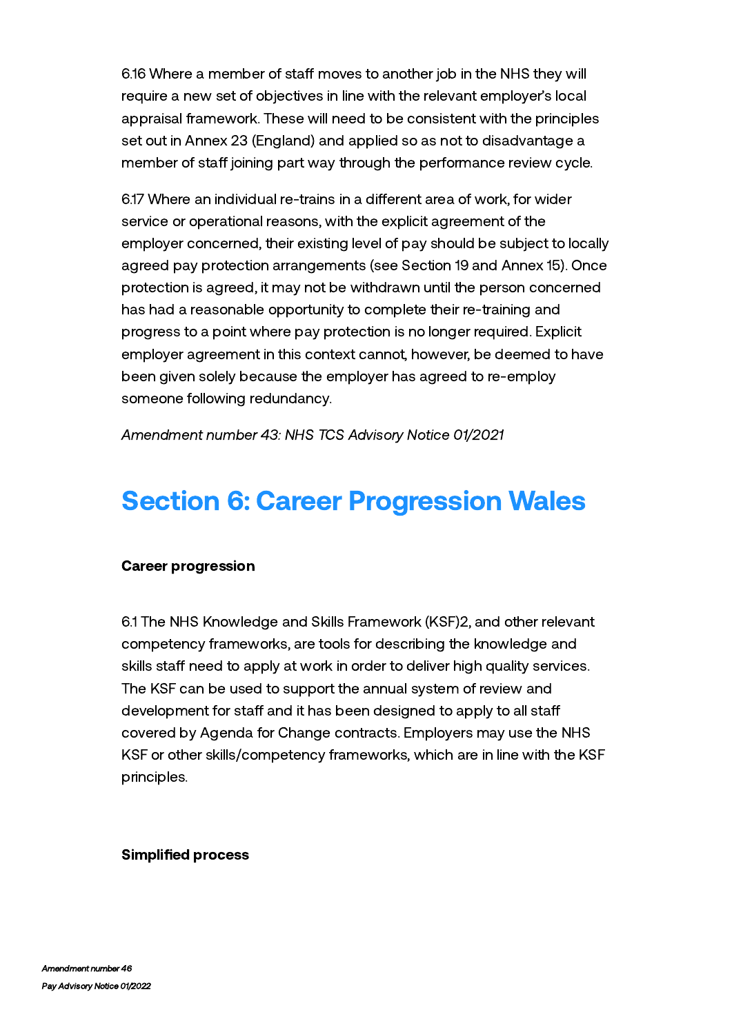6.16 Where a member of staff moves to another job in the NHS they will require a new set of objectives in line with the relevant employer's local appraisal framework. These will need to be consistent with the principles set out in Annex 23 (England) and applied so as not to disadvantage a member of staff joining part way through the performance review cycle.

6.17 Where an individual re-trains in a different area of work, for wider service or operational reasons, with the explicit agreement of the employer concerned, their existing level of pay should be subject to locally agreed pay protection arrangements (see Section 19 and Annex 15). Once protection is agreed, it may not be withdrawn until the person concerned has had a reasonable opportunity to complete their re-training and progress to a point where pay protection is no longer required. Explicit employer agreement in this context cannot, however, be deemed to have been given solely because the employer has agreed to re-employ someone following redundancy.

*Amendment number 43: NHS TCS Advisory Notice 01/2021*

# Section 6: Career Progression Wales

**Career progression**

6.1 The NHS Knowledge and Skills Framework (KSF)2, and other relevant competency frameworks, are tools for describing the knowledge and skills staff need to apply at work in order to deliver high quality services. The KSF can be used to support the annual system of review and development for staff and it has been designed to apply to all staff covered by Agenda for Change contracts. Employers may use the NHS KSF or other skills/competency frameworks, which are in line with the KSF principles.

**Simplified process**

*Amendment number 46*

*Pay Advisory Notice 01/2022*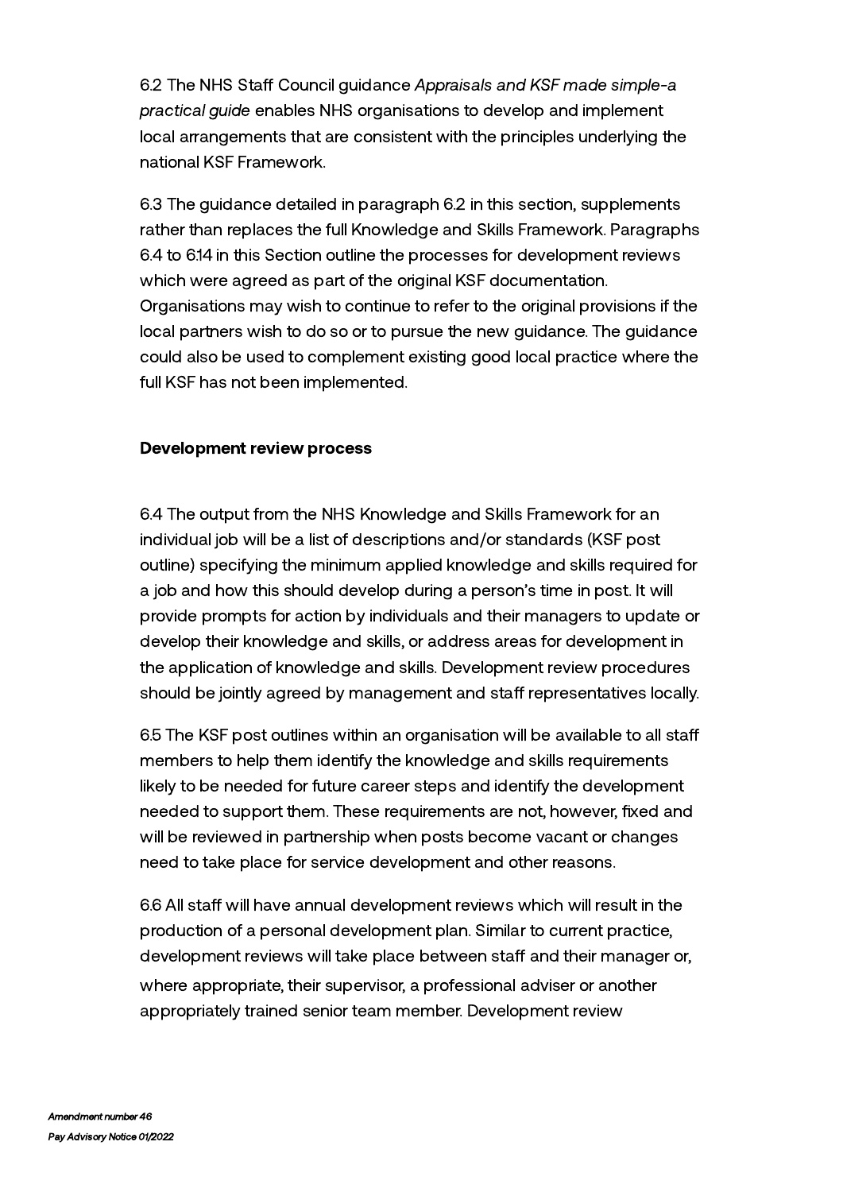6.2 The NHS Staff Council guidance *Appraisals and KSF made simple-a practical guide* enables NHS organisations to develop and implement local arrangements that are consistent with the principles underlying the national KSF Framework.

6.3 The guidance detailed in paragraph 6.2 in this section, supplements rather than replaces the full Knowledge and Skills Framework. Paragraphs 6.4 to 6.14 in this Section outline the processes for development reviews which were agreed as part of the original KSF documentation. Organisations may wish to continue to refer to the original provisions if the local partners wish to do so or to pursue the new guidance. The guidance could also be used to complement existing good local practice where the full KSF has not been implemented.

**Development review process**

6.4 The output from the NHS Knowledge and Skills Framework for an individual job will be a list of descriptions and/or standards (KSF post outline) specifying the minimum applied knowledge and skills required for a job and how this should develop during a person's time in post. It will provide prompts for action by individuals and their managers to update or develop their knowledge and skills, or address areas for development in the application of knowledge and skills. Development review procedures should be jointly agreed by management and staff representatives locally.

6.5 The KSF post outlines within an organisation will be available to all staff members to help them identify the knowledge and skills requirements likely to be needed for future career steps and identify the development needed to support them. These requirements are not, however, fixed and will be reviewed in partnership when posts become vacant or changes need to take place for service development and other reasons.

6.6 All staff will have annual development reviews which will result in the production of a personal development plan. Similar to current practice, development reviews will take place between staff and their manager or, where appropriate, their supervisor, a professional adviser or another appropriately trained senior team member. Development review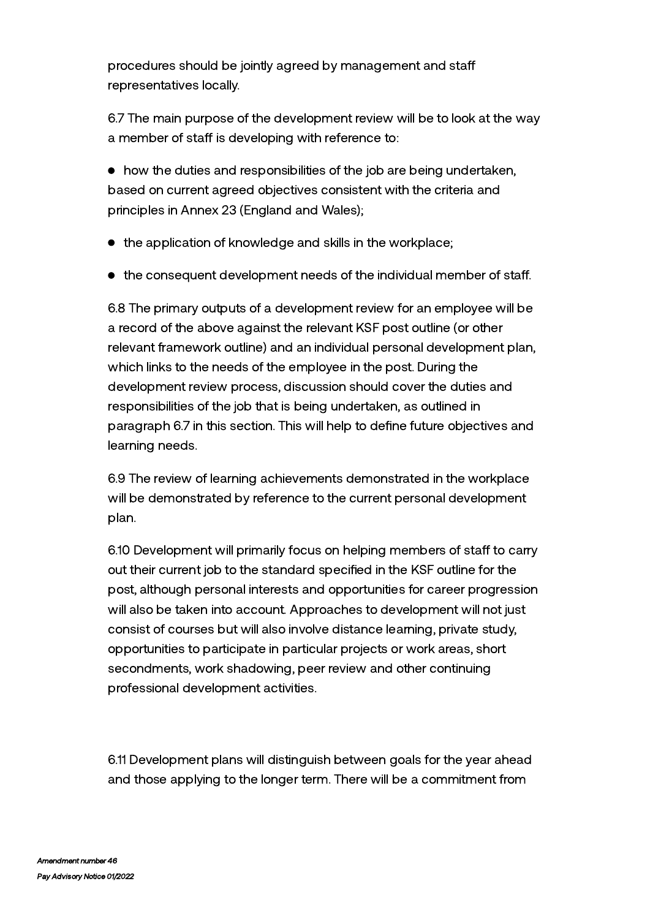procedures should be jointly agreed by management and staff representatives locally.

6.7 The main purpose of the development review will be to look at the way a member of staff is developing with reference to:

- how the duties and responsibilities of the job are being undertaken, based on current agreed objectives consistent with the criteria and principles in Annex 23 (England and Wales);
- the application of knowledge and skills in the workplace;
- the consequent development needs of the individual member of staff.

6.8 The primary outputs of a development review for an employee will be a record of the above against the relevant KSF post outline (or other relevant framework outline) and an individual personal development plan, which links to the needs of the employee in the post. During the development review process, discussion should cover the duties and responsibilities of the job that is being undertaken, as outlined in paragraph 6.7 in this section. This will help to define future objectives and learning needs.

6.9 The review of learning achievements demonstrated in the workplace will be demonstrated by reference to the current personal development plan.

6.10 Development will primarily focus on helping members of staff to carry out their current job to the standard specified in the KSF outline for the post, although personal interests and opportunities for career progression will also be taken into account. Approaches to development will not just consist of courses but will also involve distance learning, private study, opportunities to participate in particular projects or work areas, short secondments, work shadowing, peer review and other continuing professional development activities.

6.11 Development plans will distinguish between goals for the year ahead and those applying to the longer term. There will be a commitment from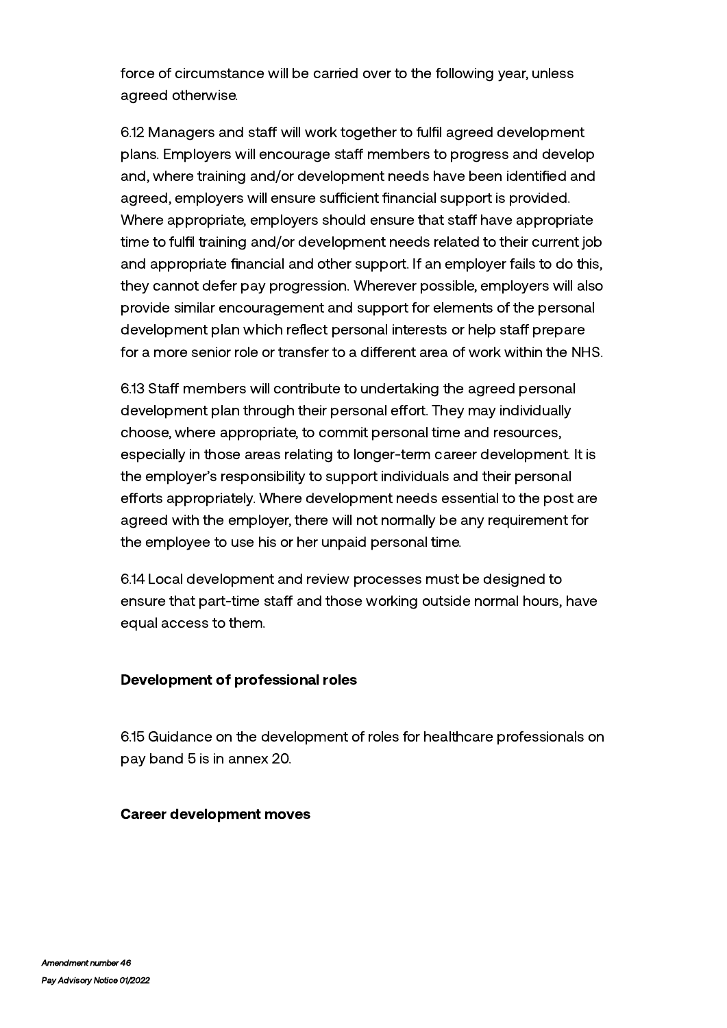force of circumstance will be carried over to the following year, unless agreed otherwise.

6.12 Managers and staff will work together to fulfil agreed development plans. Employers will encourage staff members to progress and develop and, where training and/or development needs have been identified and agreed, employers will ensure sufficient financial support is provided. Where appropriate, employers should ensure that staff have appropriate time to fulfil training and/or development needs related to their current job and appropriate financial and other support. If an employer fails to do this, they cannot defer pay progression. Wherever possible, employers will also provide similar encouragement and support for elements of the personal development plan which reflect personal interests or help staff prepare for a more senior role or transfer to a different area of work within the NHS.

6.13 Staff members will contribute to undertaking the agreed personal development plan through their personal effort. They may individually choose, where appropriate, to commit personal time and resources, especially in those areas relating to longer-term career development. It is the employer's responsibility to support individuals and their personal efforts appropriately. Where development needs essential to the post are agreed with the employer, there will not normally be any requirement for the employee to use his or her unpaid personal time.

6.14 Local development and review processes must be designed to ensure that part-time staff and those working outside normal hours, have equal access to them.

**Development of professional roles**

6.15 Guidance on the development of roles for healthcare professionals on pay band 5 is in annex 20.

**Career development moves**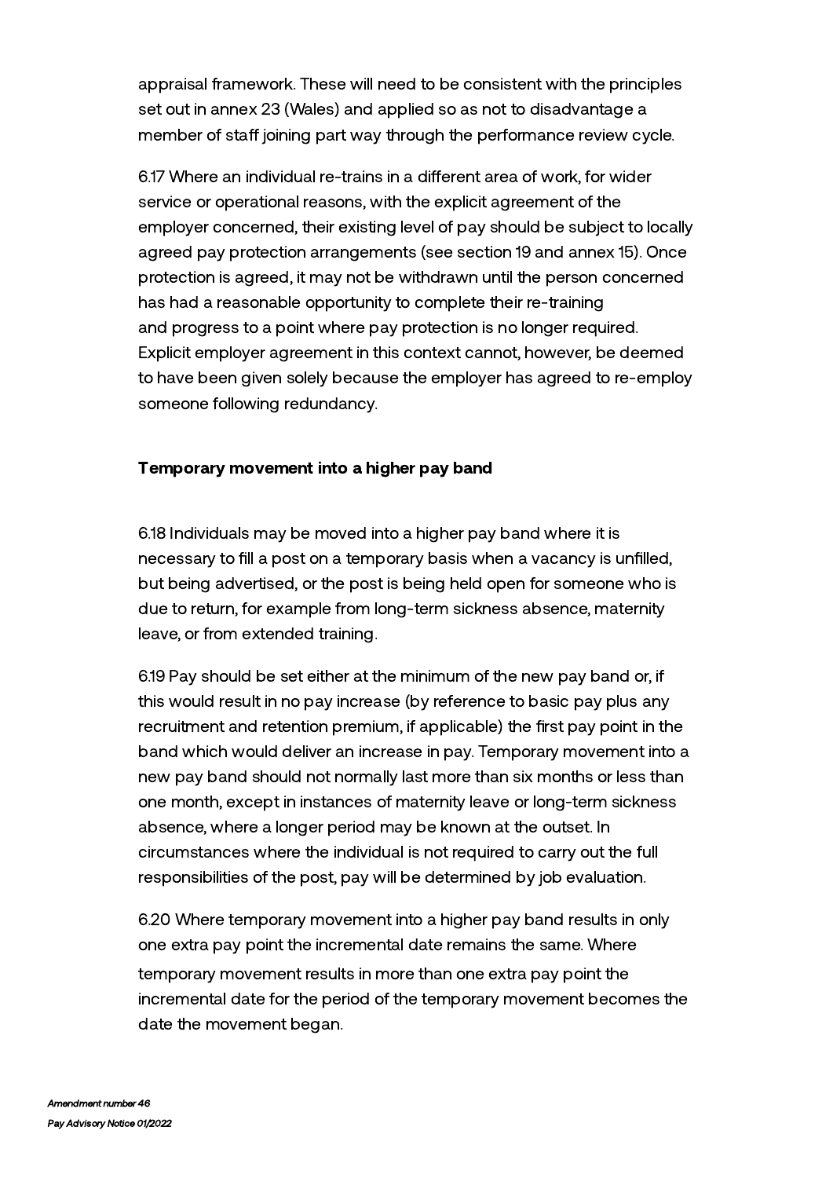appraisal framework. These will need to be consistent with the principles set out in annex 23 (Wales) and applied so as not to disadvantage a member of staff joining part way through the performance review cycle.

6.17 Where an individual re-trains in a different area of work, for wider service or operational reasons, with the explicit agreement of the employer concerned, their existing level of pay should be subject to locally agreed pay protection arrangements (see section 19 and annex 15). Once protection is agreed, it may not be withdrawn until the person concerned has had a reasonable opportunity to complete their re-training and progress to a point where pay protection is no longer required. Explicit employer agreement in this context cannot, however, be deemed to have been given solely because the employer has agreed to re-employ someone following redundancy.

**Temporary movement into a higher pay band**

6.18 Individuals may be moved into a higher pay band where it is necessary to fill a post on a temporary basis when a vacancy is unfilled, but being advertised, or the post is being held open for someone who is due to return, for example from long-term sickness absence, maternity leave, or from extended training.

6.19 Pay should be set either at the minimum of the new pay band or, if this would result in no pay increase (by reference to basic pay plus any recruitment and retention premium, if applicable) the first pay point in the band which would deliver an increase in pay. Temporary movement into a new pay band should not normally last more than six months or less than one month, except in instances of maternity leave or long-term sickness absence, where a longer period may be known at the outset. In circumstances where the individual is not required to carry out the full responsibilities of the post, pay will be determined by job evaluation.

6.20 Where temporary movement into a higher pay band results in only one extra pay point the incremental date remains the same. Where temporary movement results in more than one extra pay point the incremental date for the period of the temporary movement becomes the date the movement began.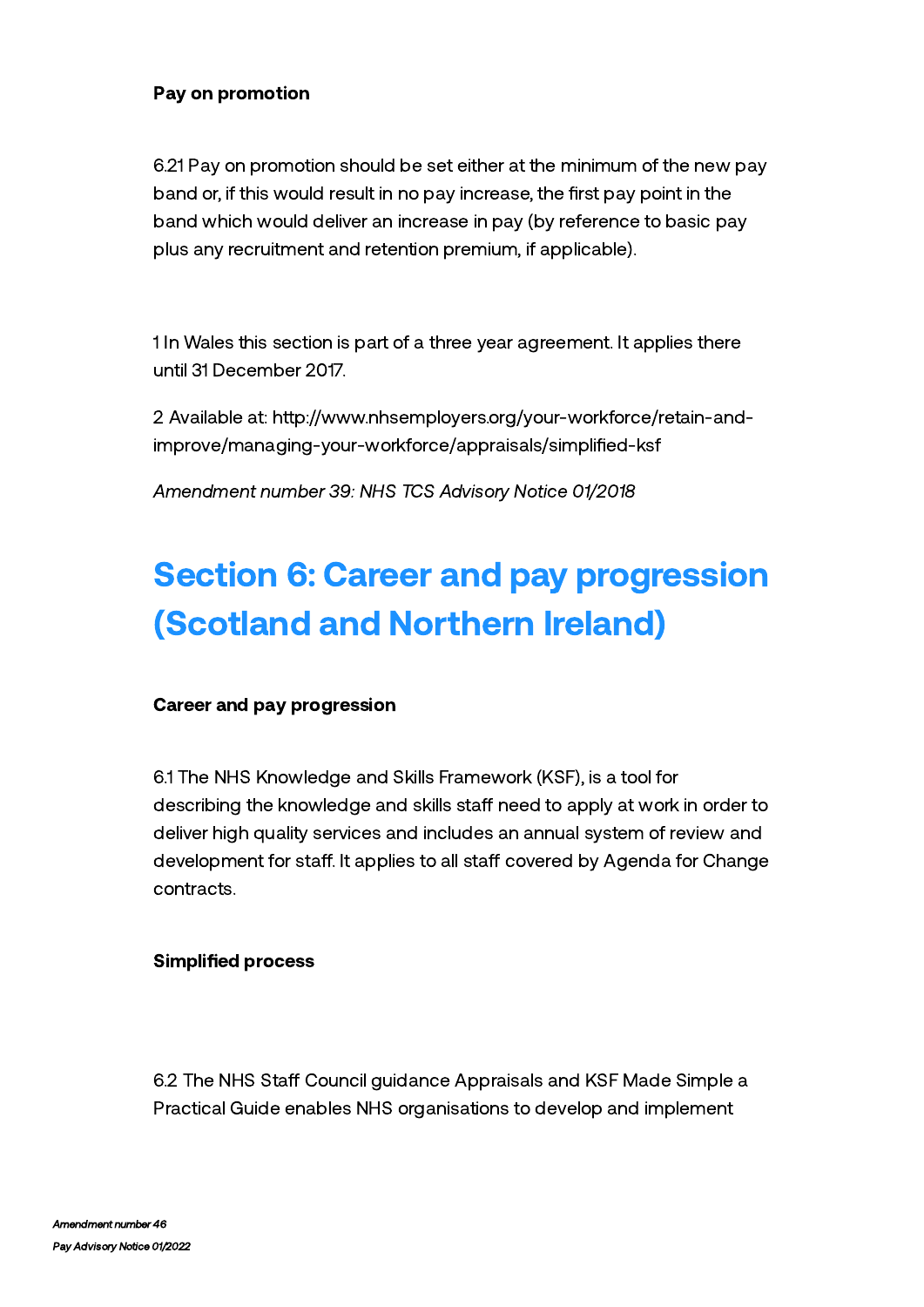**Pay on promotion**

6.21 Pay on promotion should be set either at the minimum of the new pay band or, if this would result in no pay increase, the first pay point in the band which would deliver an increase in pay (by reference to basic pay plus any recruitment and retention premium, if applicable).

1 In Wales this section is part of a three year agreement. It applies there until 31 December 2017.

2 Available at: http://www.nhsemployers.org/your-workforce/retain-and-improve/managing-your-workforce/appraisals/simplified-ksf

*Amendment number 39: NHS TCS Advisory Notice 01/2018*

# Section 6: Career and pay progression (Scotland and Northern Ireland)

**Career and pay progression**

6.1 The NHS Knowledge and Skills Framework (KSF), is a tool for describing the knowledge and skills staff need to apply at work in order to deliver high quality services and includes an annual system of review and development for staff. It applies to all staff covered by Agenda for Change contracts.

**Simplified process**

6.2 The NHS Staff Council guidance Appraisals and KSF Made Simple a Practical Guide enables NHS organisations to develop and implement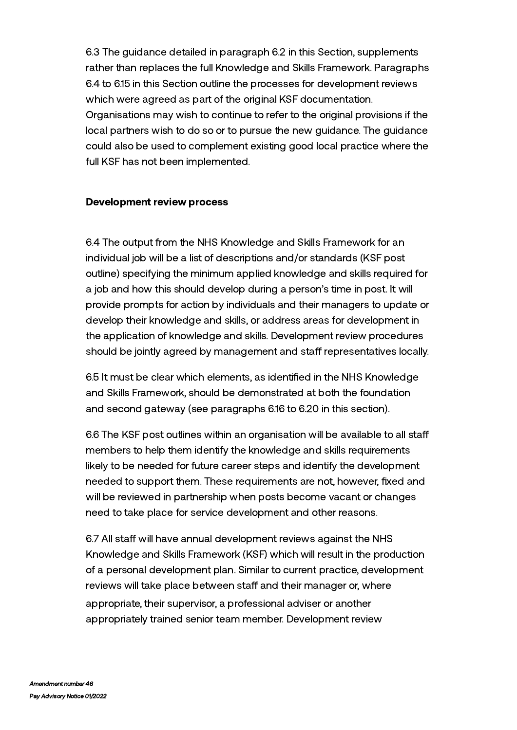6.3 The guidance detailed in paragraph 6.2 in this Section, supplements rather than replaces the full Knowledge and Skills Framework. Paragraphs 6.4 to 6.15 in this Section outline the processes for development reviews which were agreed as part of the original KSF documentation. Organisations may wish to continue to refer to the original provisions if the local partners wish to do so or to pursue the new guidance. The guidance could also be used to complement existing good local practice where the full KSF has not been implemented.

**Development review process**

6.4 The output from the NHS Knowledge and Skills Framework for an individual job will be a list of descriptions and/or standards (KSF post outline) specifying the minimum applied knowledge and skills required for a job and how this should develop during a person's time in post. It will provide prompts for action by individuals and their managers to update or develop their knowledge and skills, or address areas for development in the application of knowledge and skills. Development review procedures should be jointly agreed by management and staff representatives locally.

6.5 It must be clear which elements, as identified in the NHS Knowledge and Skills Framework, should be demonstrated at both the foundation and second gateway (see paragraphs 6.16 to 6.20 in this section).

6.6 The KSF post outlines within an organisation will be available to all staff members to help them identify the knowledge and skills requirements likely to be needed for future career steps and identify the development needed to support them. These requirements are not, however, fixed and will be reviewed in partnership when posts become vacant or changes need to take place for service development and other reasons.

6.7 All staff will have annual development reviews against the NHS Knowledge and Skills Framework (KSF) which will result in the production of a personal development plan. Similar to current practice, development reviews will take place between staff and their manager or, where appropriate, their supervisor, a professional adviser or another appropriately trained senior team member. Development review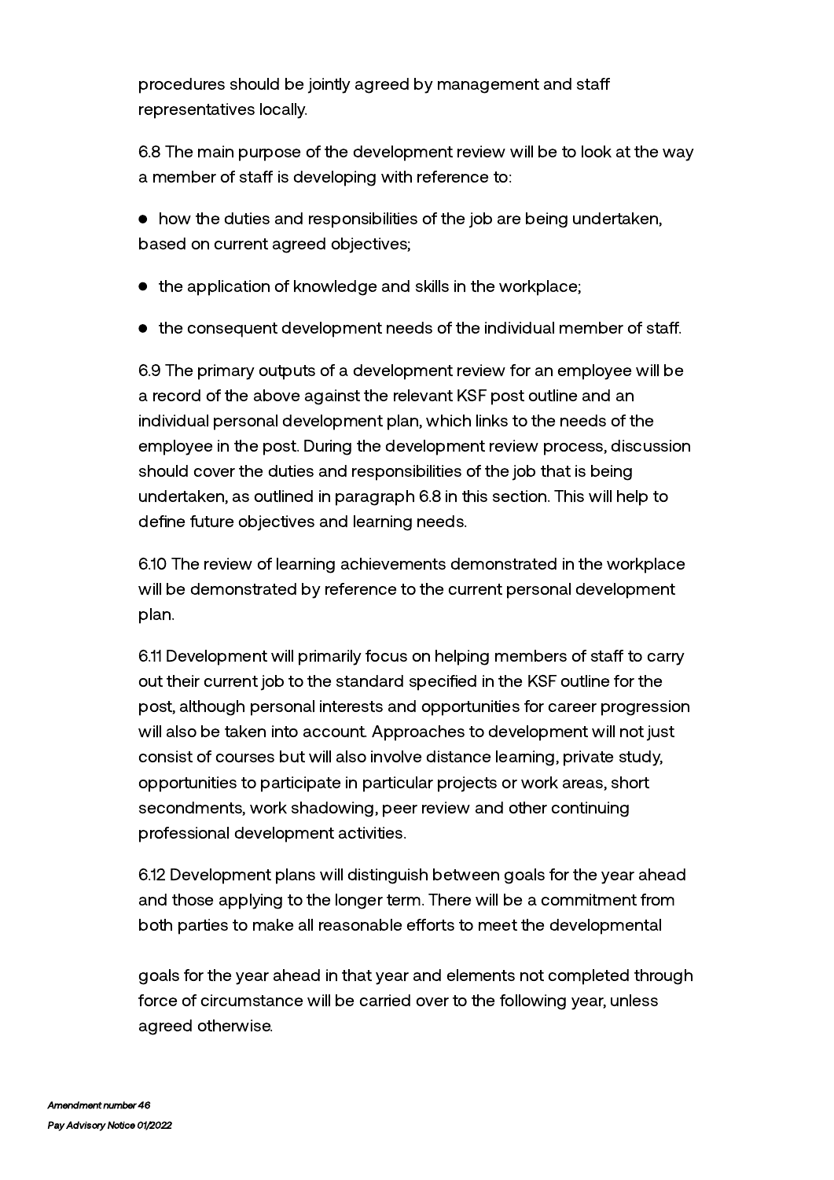procedures should be jointly agreed by management and staff representatives locally.

6.8 The main purpose of the development review will be to look at the way a member of staff is developing with reference to:

- how the duties and responsibilities of the job are being undertaken, based on current agreed objectives;
- the application of knowledge and skills in the workplace;
- the consequent development needs of the individual member of staff.

6.9 The primary outputs of a development review for an employee will be a record of the above against the relevant KSF post outline and an individual personal development plan, which links to the needs of the employee in the post. During the development review process, discussion should cover the duties and responsibilities of the job that is being undertaken, as outlined in paragraph 6.8 in this section. This will help to define future objectives and learning needs.

6.10 The review of learning achievements demonstrated in the workplace will be demonstrated by reference to the current personal development plan.

6.11 Development will primarily focus on helping members of staff to carry out their current job to the standard specified in the KSF outline for the post, although personal interests and opportunities for career progression will also be taken into account. Approaches to development will not just consist of courses but will also involve distance learning, private study, opportunities to participate in particular projects or work areas, short secondments, work shadowing, peer review and other continuing professional development activities.

6.12 Development plans will distinguish between goals for the year ahead and those applying to the longer term. There will be a commitment from both parties to make all reasonable efforts to meet the developmental goals for the year ahead in that year and elements not completed through force of circumstance will be carried over to the following year, unless agreed otherwise.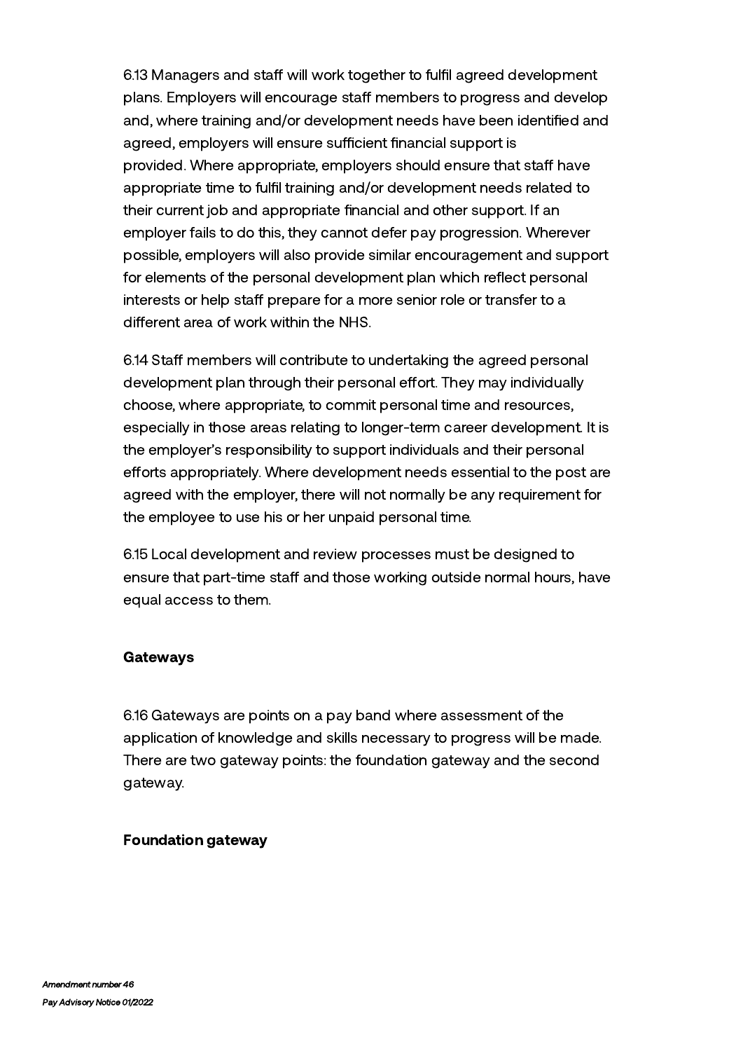6.13 Managers and staff will work together to fulfil agreed development plans. Employers will encourage staff members to progress and develop and, where training and/or development needs have been identified and agreed, employers will ensure sufficient financial support is provided. Where appropriate, employers should ensure that staff have appropriate time to fulfil training and/or development needs related to their current job and appropriate financial and other support. If an employer fails to do this, they cannot defer pay progression. Wherever possible, employers will also provide similar encouragement and support for elements of the personal development plan which reflect personal interests or help staff prepare for a more senior role or transfer to a different area of work within the NHS.

6.14 Staff members will contribute to undertaking the agreed personal development plan through their personal effort. They may individually choose, where appropriate, to commit personal time and resources, especially in those areas relating to longer-term career development. It is the employer's responsibility to support individuals and their personal efforts appropriately. Where development needs essential to the post are agreed with the employer, there will not normally be any requirement for the employee to use his or her unpaid personal time.

6.15 Local development and review processes must be designed to ensure that part-time staff and those working outside normal hours, have equal access to them.

**Gateways**

6.16 Gateways are points on a pay band where assessment of the application of knowledge and skills necessary to progress will be made. There are two gateway points: the foundation gateway and the second gateway.

**Foundation gateway**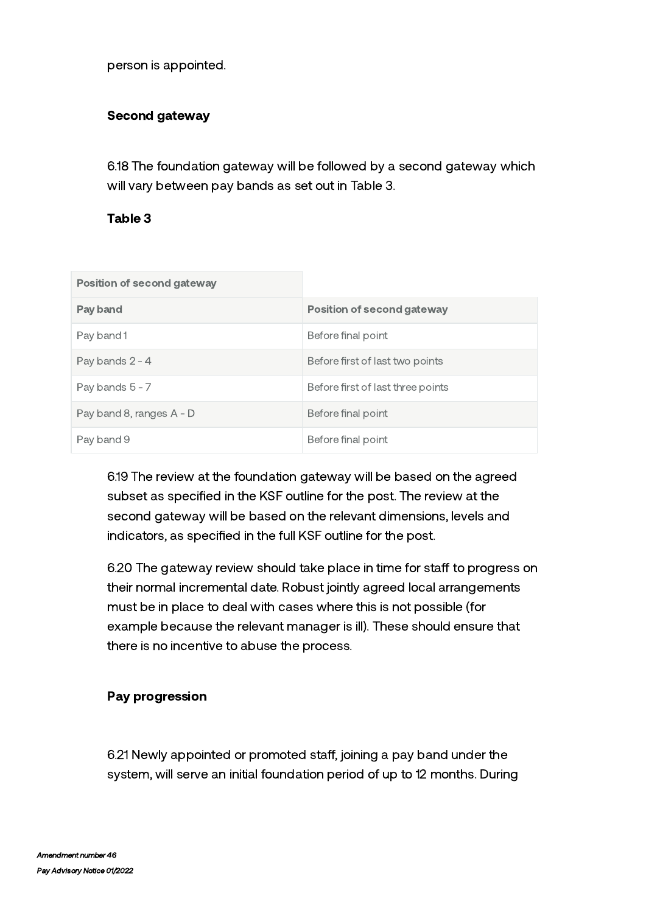person is appointed.

### Second gateway

6.18 The foundation gateway will be followed by a second gateway which will vary between pay bands as set out in Table 3.

**Table 3**

| Position of second gateway | |
|---|---|
| **Pay band** | **Position of second gateway** |
| Pay band 1 | Before final point |
| Pay bands 2 - 4 | Before first of last two points |
| Pay bands 5 - 7 | Before first of last three points |
| Pay band 8, ranges A - D | Before final point |
| Pay band 9 | Before final point |

6.19 The review at the foundation gateway will be based on the agreed subset as specified in the KSF outline for the post. The review at the second gateway will be based on the relevant dimensions, levels and indicators, as specified in the full KSF outline for the post.

6.20 The gateway review should take place in time for staff to progress on their normal incremental date. Robust jointly agreed local arrangements must be in place to deal with cases where this is not possible (for example because the relevant manager is ill). These should ensure that there is no incentive to abuse the process.

### Pay progression

6.21 Newly appointed or promoted staff, joining a pay band under the system, will serve an initial foundation period of up to 12 months. During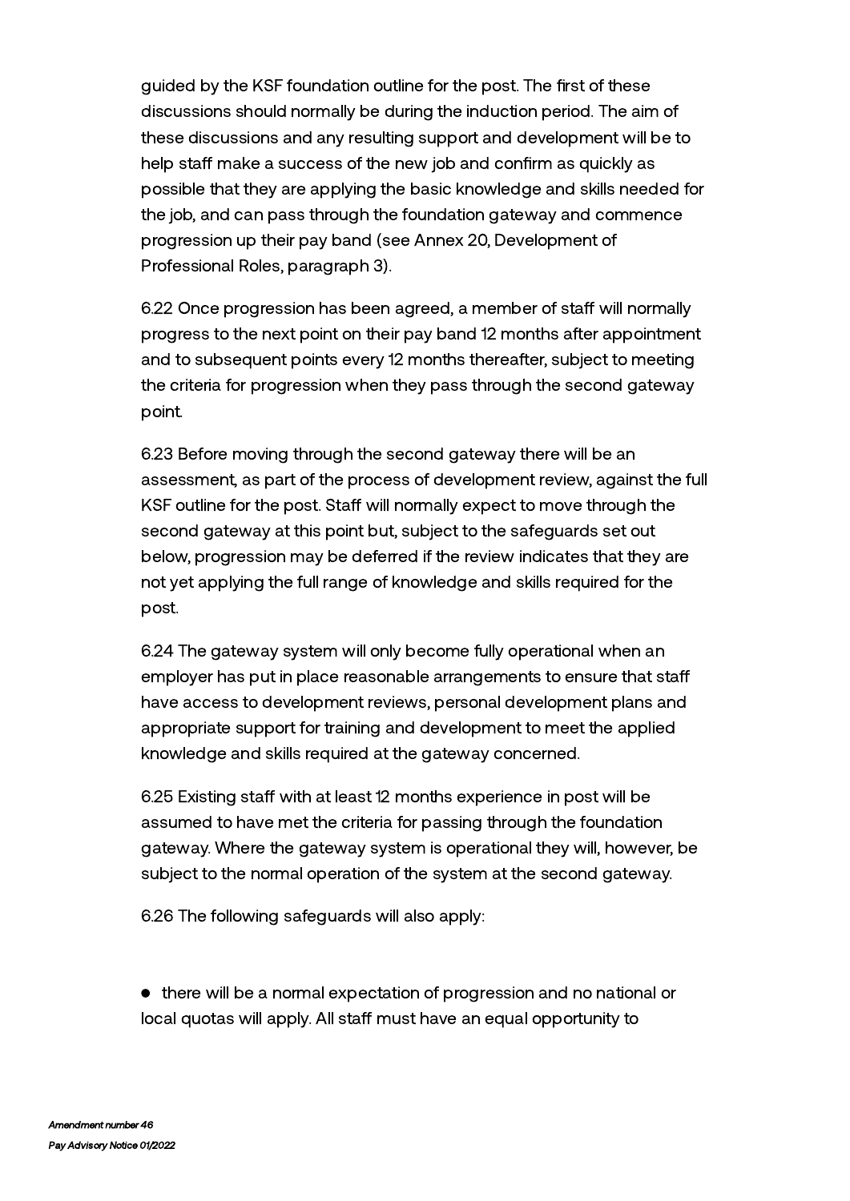guided by the KSF foundation outline for the post. The first of these discussions should normally be during the induction period. The aim of these discussions and any resulting support and development will be to help staff make a success of the new job and confirm as quickly as possible that they are applying the basic knowledge and skills needed for the job, and can pass through the foundation gateway and commence progression up their pay band (see Annex 20, Development of Professional Roles, paragraph 3).

6.22 Once progression has been agreed, a member of staff will normally progress to the next point on their pay band 12 months after appointment and to subsequent points every 12 months thereafter, subject to meeting the criteria for progression when they pass through the second gateway point.

6.23 Before moving through the second gateway there will be an assessment, as part of the process of development review, against the full KSF outline for the post. Staff will normally expect to move through the second gateway at this point but, subject to the safeguards set out below, progression may be deferred if the review indicates that they are not yet applying the full range of knowledge and skills required for the post.

6.24 The gateway system will only become fully operational when an employer has put in place reasonable arrangements to ensure that staff have access to development reviews, personal development plans and appropriate support for training and development to meet the applied knowledge and skills required at the gateway concerned.

6.25 Existing staff with at least 12 months experience in post will be assumed to have met the criteria for passing through the foundation gateway. Where the gateway system is operational they will, however, be subject to the normal operation of the system at the second gateway.

6.26 The following safeguards will also apply:

- there will be a normal expectation of progression and no national or local quotas will apply. All staff must have an equal opportunity to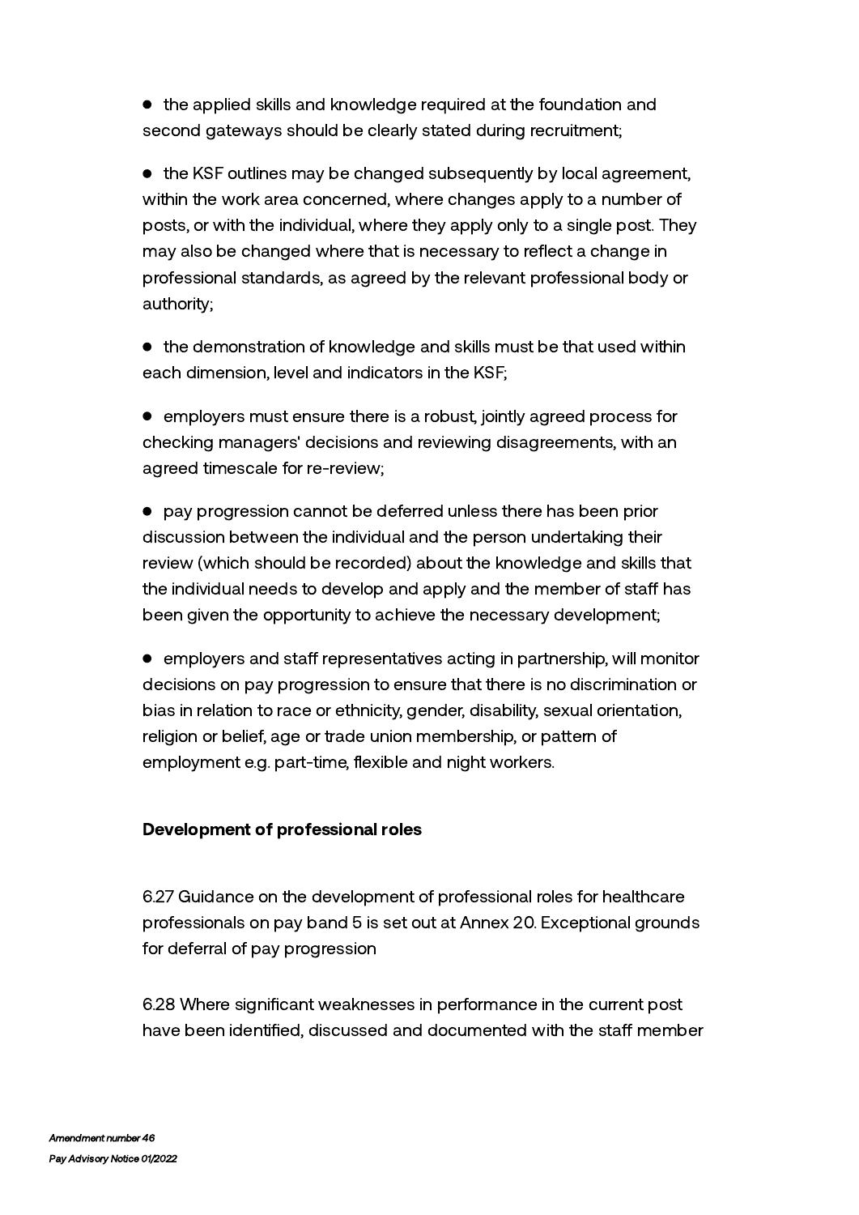- the applied skills and knowledge required at the foundation and second gateways should be clearly stated during recruitment;

- the KSF outlines may be changed subsequently by local agreement, within the work area concerned, where changes apply to a number of posts, or with the individual, where they apply only to a single post. They may also be changed where that is necessary to reflect a change in professional standards, as agreed by the relevant professional body or authority;

- the demonstration of knowledge and skills must be that used within each dimension, level and indicators in the KSF;

- employers must ensure there is a robust, jointly agreed process for checking managers' decisions and reviewing disagreements, with an agreed timescale for re-review;

- pay progression cannot be deferred unless there has been prior discussion between the individual and the person undertaking their review (which should be recorded) about the knowledge and skills that the individual needs to develop and apply and the member of staff has been given the opportunity to achieve the necessary development;

- employers and staff representatives acting in partnership, will monitor decisions on pay progression to ensure that there is no discrimination or bias in relation to race or ethnicity, gender, disability, sexual orientation, religion or belief, age or trade union membership, or pattern of employment e.g. part-time, flexible and night workers.

**Development of professional roles**

6.27 Guidance on the development of professional roles for healthcare professionals on pay band 5 is set out at Annex 20. Exceptional grounds for deferral of pay progression

6.28 Where significant weaknesses in performance in the current post have been identified, discussed and documented with the staff member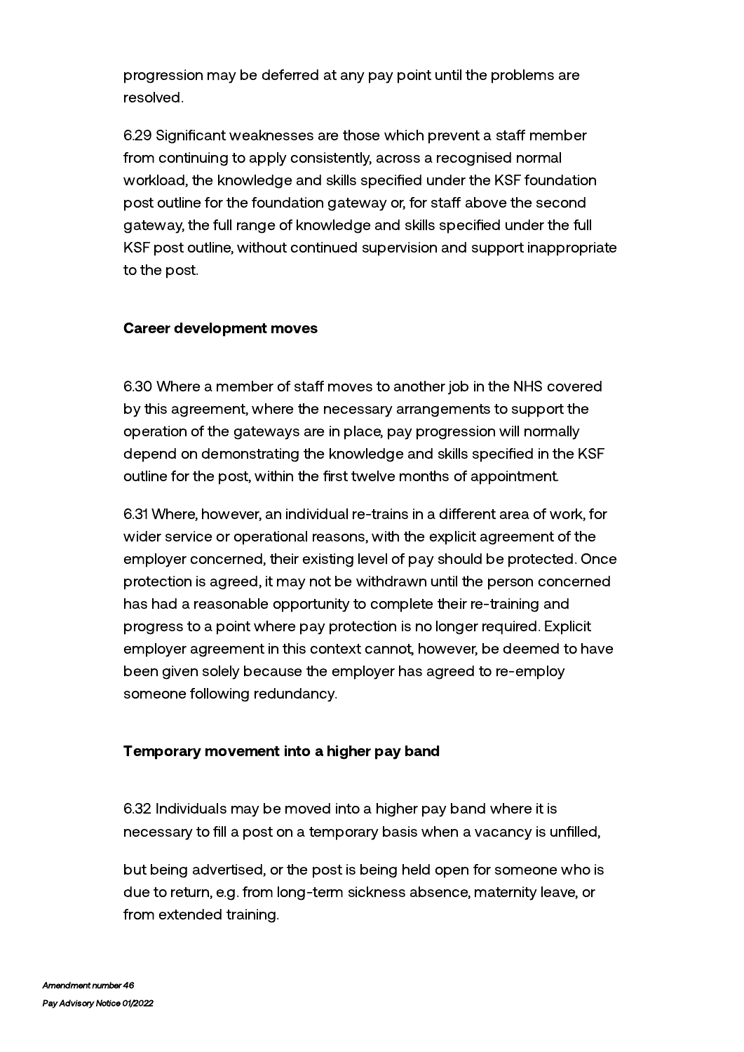progression may be deferred at any pay point until the problems are resolved.

6.29 Significant weaknesses are those which prevent a staff member from continuing to apply consistently, across a recognised normal workload, the knowledge and skills specified under the KSF foundation post outline for the foundation gateway or, for staff above the second gateway, the full range of knowledge and skills specified under the full KSF post outline, without continued supervision and support inappropriate to the post.

**Career development moves**

6.30 Where a member of staff moves to another job in the NHS covered by this agreement, where the necessary arrangements to support the operation of the gateways are in place, pay progression will normally depend on demonstrating the knowledge and skills specified in the KSF outline for the post, within the first twelve months of appointment.

6.31 Where, however, an individual re-trains in a different area of work, for wider service or operational reasons, with the explicit agreement of the employer concerned, their existing level of pay should be protected. Once protection is agreed, it may not be withdrawn until the person concerned has had a reasonable opportunity to complete their re-training and progress to a point where pay protection is no longer required. Explicit employer agreement in this context cannot, however, be deemed to have been given solely because the employer has agreed to re-employ someone following redundancy.

**Temporary movement into a higher pay band**

6.32 Individuals may be moved into a higher pay band where it is necessary to fill a post on a temporary basis when a vacancy is unfilled,

but being advertised, or the post is being held open for someone who is due to return, e.g. from long-term sickness absence, maternity leave, or from extended training.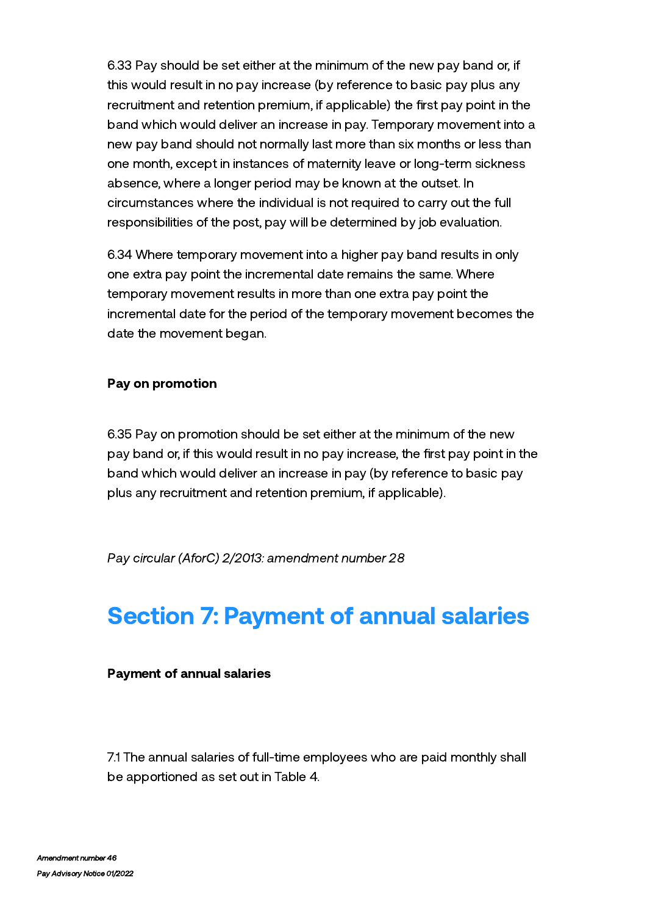6.33 Pay should be set either at the minimum of the new pay band or, if this would result in no pay increase (by reference to basic pay plus any recruitment and retention premium, if applicable) the first pay point in the band which would deliver an increase in pay. Temporary movement into a new pay band should not normally last more than six months or less than one month, except in instances of maternity leave or long-term sickness absence, where a longer period may be known at the outset. In circumstances where the individual is not required to carry out the full responsibilities of the post, pay will be determined by job evaluation.

6.34 Where temporary movement into a higher pay band results in only one extra pay point the incremental date remains the same. Where temporary movement results in more than one extra pay point the incremental date for the period of the temporary movement becomes the date the movement began.

**Pay on promotion**

6.35 Pay on promotion should be set either at the minimum of the new pay band or, if this would result in no pay increase, the first pay point in the band which would deliver an increase in pay (by reference to basic pay plus any recruitment and retention premium, if applicable).

*Pay circular (AforC) 2/2013: amendment number 28*

# Section 7: Payment of annual salaries

**Payment of annual salaries**

7.1 The annual salaries of full-time employees who are paid monthly shall be apportioned as set out in Table 4.

*Amendment number 46*
*Pay Advisory Notice 01/2022*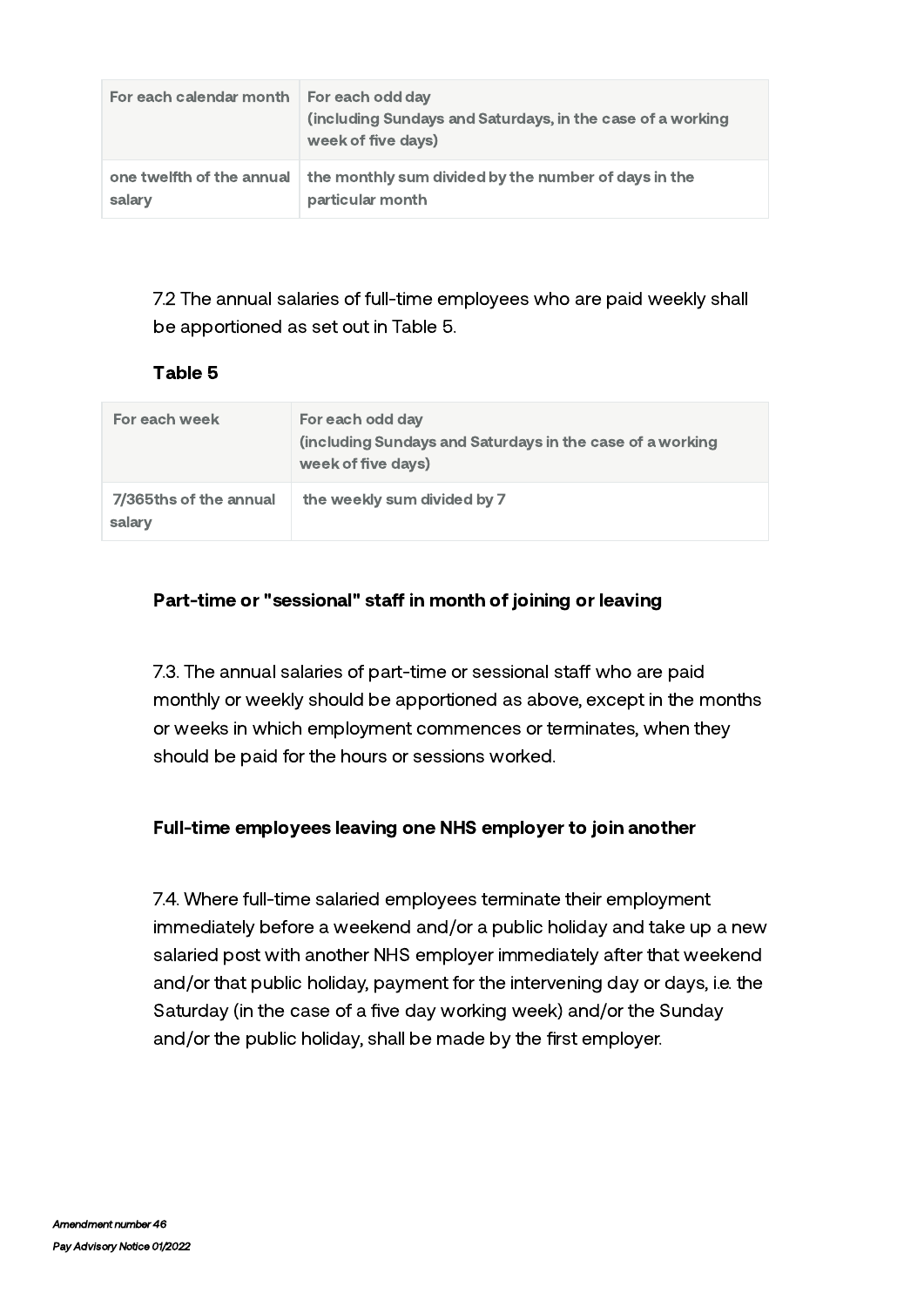| For each calendar month | For each odd day<br>(including Sundays and Saturdays, in the case of a working week of five days) |
|---|---|
| one twelfth of the annual salary | the monthly sum divided by the number of days in the particular month |

7.2 The annual salaries of full-time employees who are paid weekly shall be apportioned as set out in Table 5.

**Table 5**

| For each week | For each odd day<br>(including Sundays and Saturdays in the case of a working week of five days) |
|---|---|
| 7/365ths of the annual salary | the weekly sum divided by 7 |

**Part-time or "sessional" staff in month of joining or leaving**

7.3. The annual salaries of part-time or sessional staff who are paid monthly or weekly should be apportioned as above, except in the months or weeks in which employment commences or terminates, when they should be paid for the hours or sessions worked.

**Full-time employees leaving one NHS employer to join another**

7.4. Where full-time salaried employees terminate their employment immediately before a weekend and/or a public holiday and take up a new salaried post with another NHS employer immediately after that weekend and/or that public holiday, payment for the intervening day or days, i.e. the Saturday (in the case of a five day working week) and/or the Sunday and/or the public holiday, shall be made by the first employer.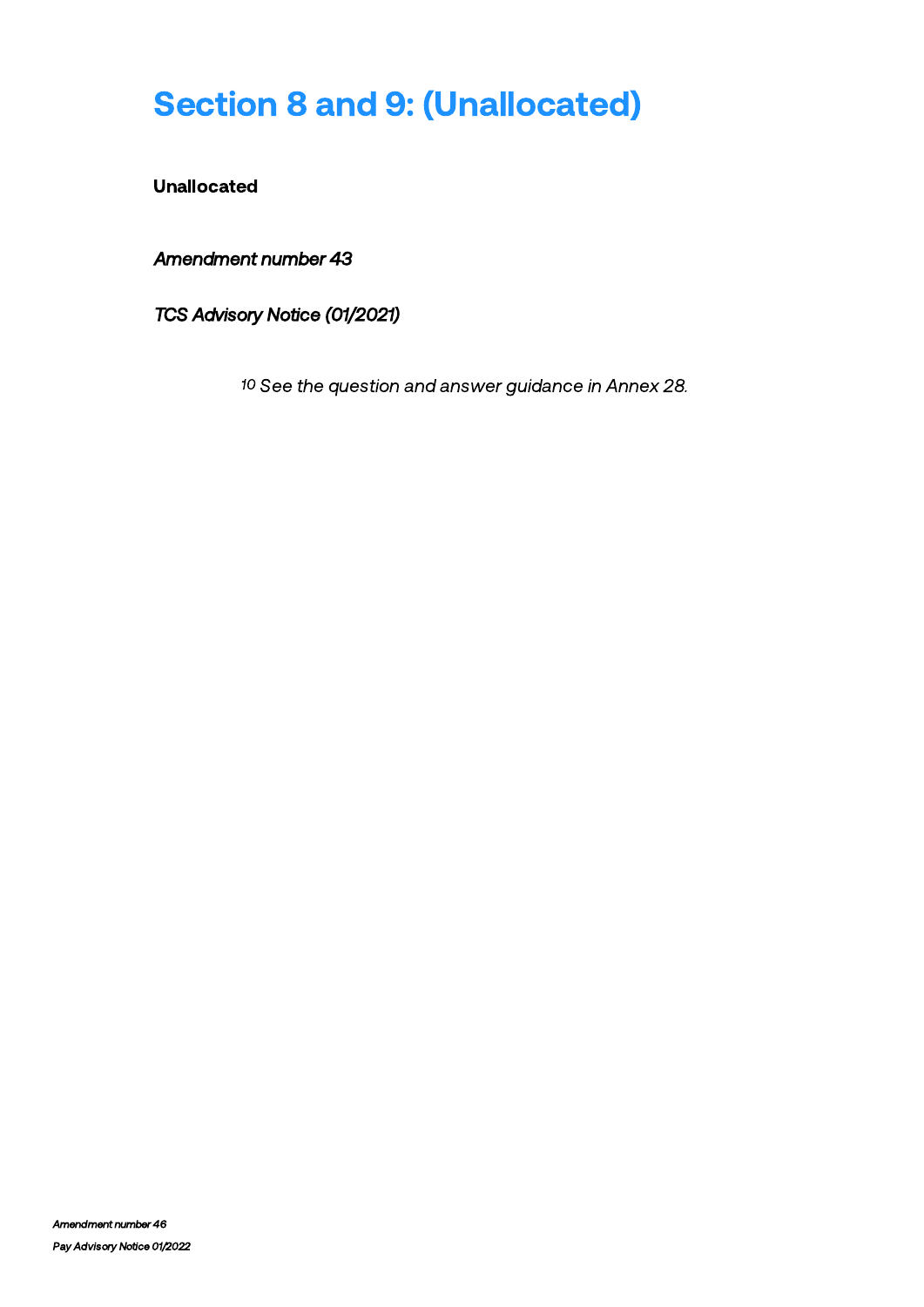# Section 8 and 9: (Unallocated)

**Unallocated**

*Amendment number 43*

*TCS Advisory Notice (01/2021)*

[10] *See the question and answer guidance in Annex 28.*

*Amendment number 46*

*Pay Advisory Notice 01/2022*